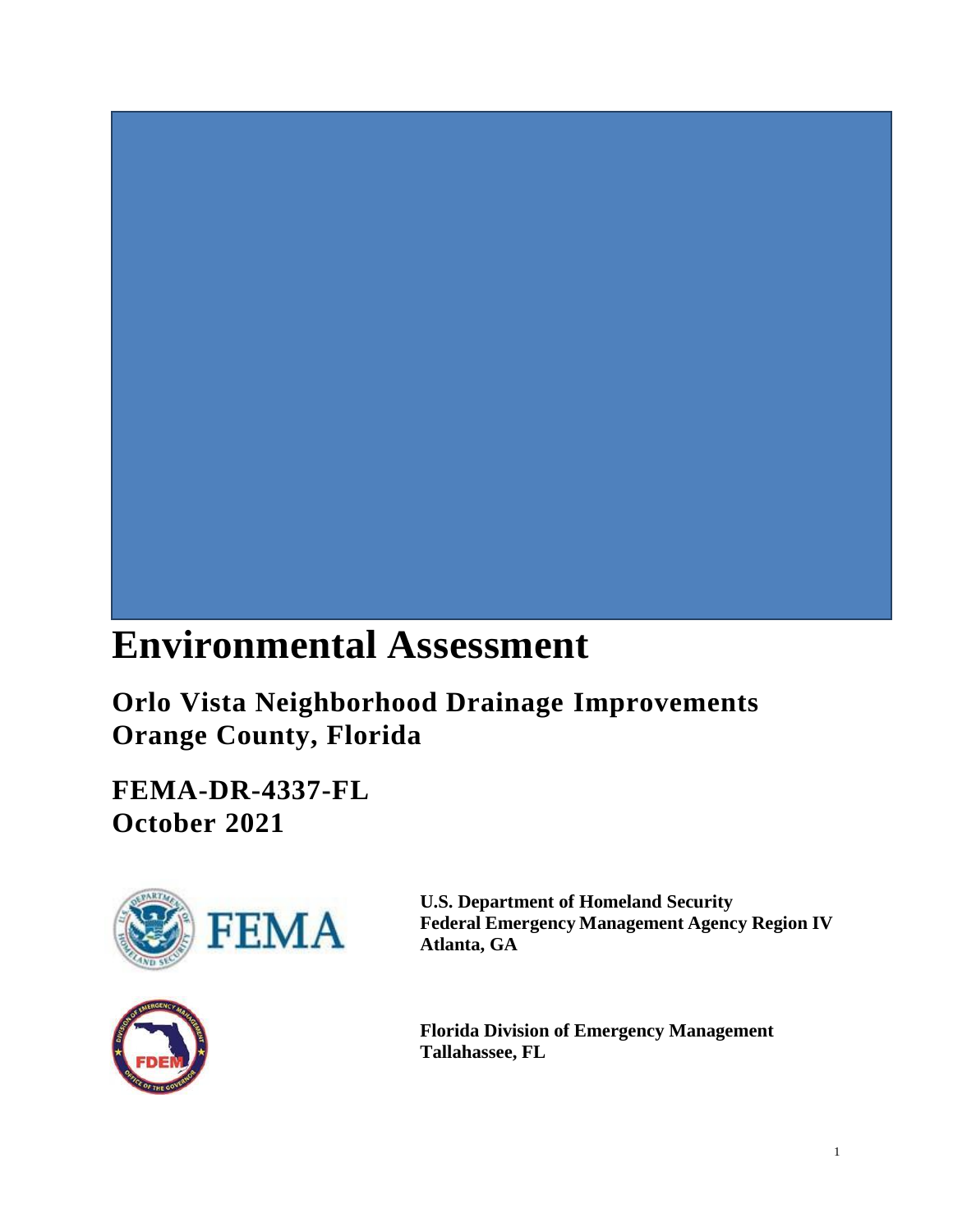# Environmental Assessment

## Orlo Vista Neighborhood Drainage Improvements
## Orange County, Florida

## FEMA-DR-4337-FL
## October 2021

**U.S. Department of Homeland Security**
**Federal Emergency Management Agency Region IV**
**Atlanta, GA**

**Florida Division of Emergency Management**
**Tallahassee, FL**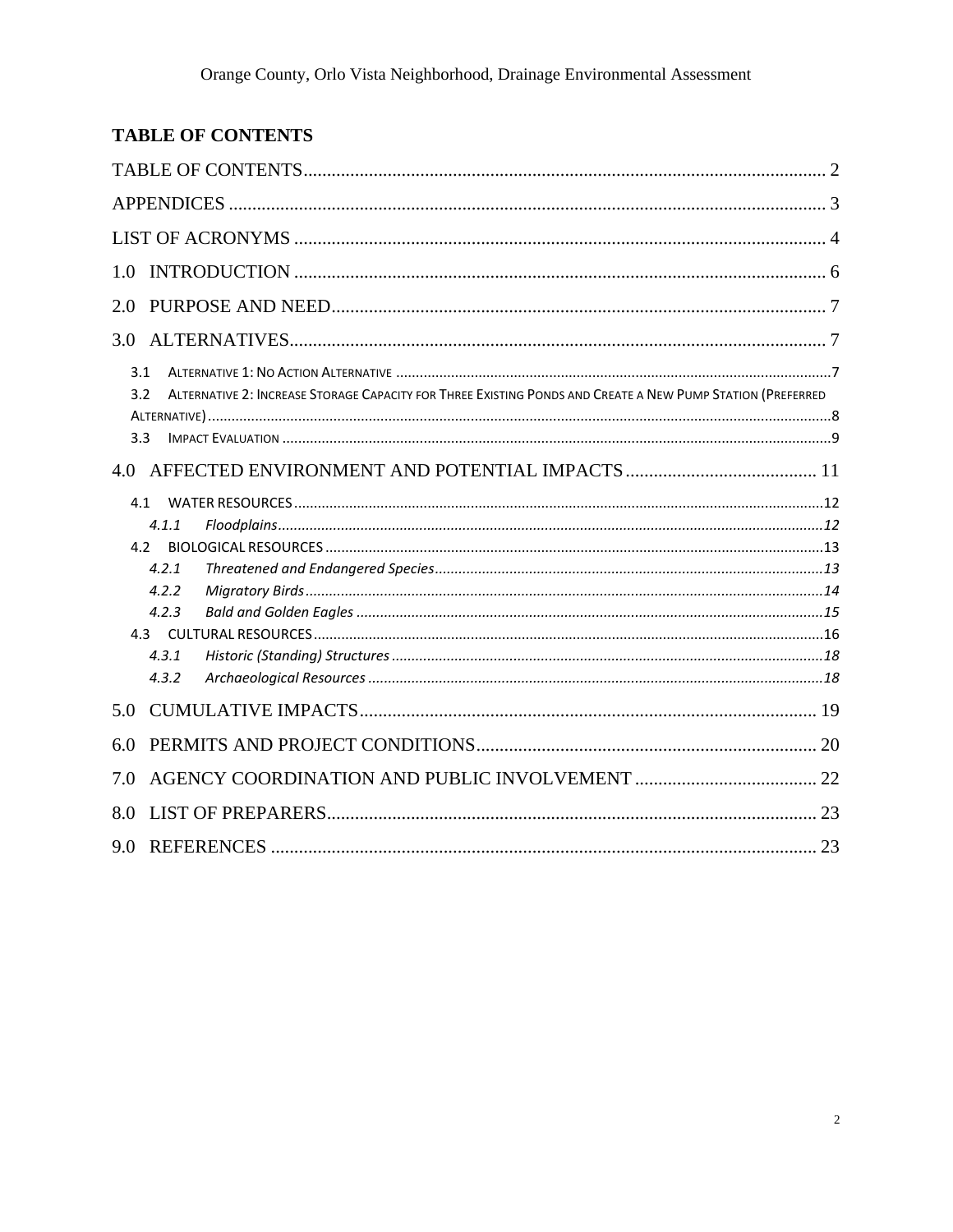## TABLE OF CONTENTS

TABLE OF CONTENTS ..... 2

APPENDICES ..... 3

LIST OF ACRONYMS ..... 4

1.0 INTRODUCTION ..... 6

2.0 PURPOSE AND NEED ..... 7

3.0 ALTERNATIVES ..... 7

- 3.1 Alternative 1: No Action Alternative ..... 7
- 3.2 Alternative 2: Increase Storage Capacity for Three Existing Ponds and Create a New Pump Station (Preferred Alternative) ..... 8
- 3.3 Impact Evaluation ..... 9

4.0 AFFECTED ENVIRONMENT AND POTENTIAL IMPACTS ..... 11

- 4.1 WATER RESOURCES ..... 12
  - *4.1.1 Floodplains ..... 12*
- 4.2 BIOLOGICAL RESOURCES ..... 13
  - *4.2.1 Threatened and Endangered Species ..... 13*
  - *4.2.2 Migratory Birds ..... 14*
  - *4.2.3 Bald and Golden Eagles ..... 15*
- 4.3 CULTURAL RESOURCES ..... 16
  - *4.3.1 Historic (Standing) Structures ..... 18*
  - *4.3.2 Archaeological Resources ..... 18*

5.0 CUMULATIVE IMPACTS ..... 19

6.0 PERMITS AND PROJECT CONDITIONS ..... 20

7.0 AGENCY COORDINATION AND PUBLIC INVOLVEMENT ..... 22

8.0 LIST OF PREPARERS ..... 23

9.0 REFERENCES ..... 23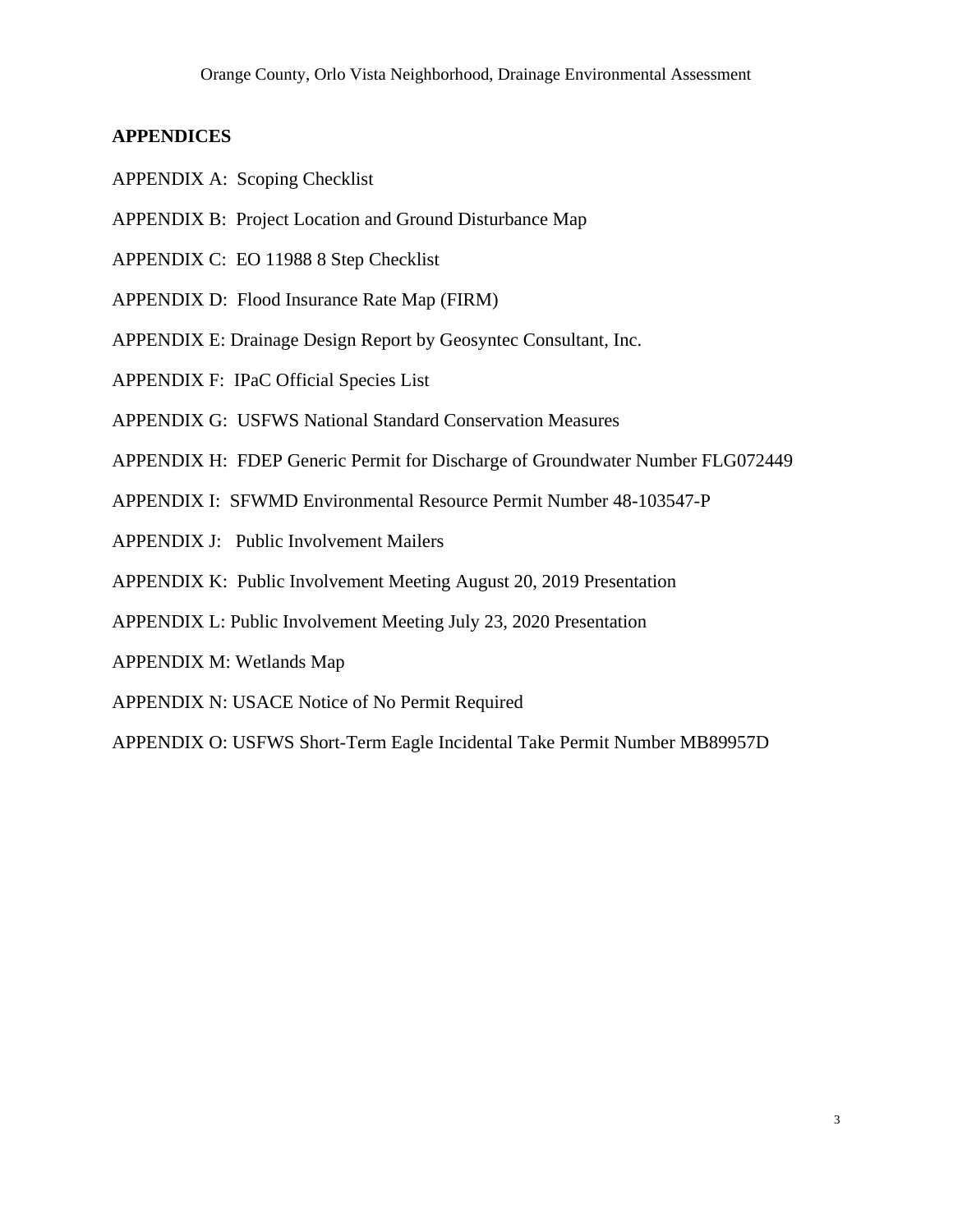**APPENDICES**

APPENDIX A: Scoping Checklist

APPENDIX B: Project Location and Ground Disturbance Map

APPENDIX C: EO 11988 8 Step Checklist

APPENDIX D: Flood Insurance Rate Map (FIRM)

APPENDIX E: Drainage Design Report by Geosyntec Consultant, Inc.

APPENDIX F: IPaC Official Species List

APPENDIX G: USFWS National Standard Conservation Measures

APPENDIX H: FDEP Generic Permit for Discharge of Groundwater Number FLG072449

APPENDIX I: SFWMD Environmental Resource Permit Number 48-103547-P

APPENDIX J: Public Involvement Mailers

APPENDIX K: Public Involvement Meeting August 20, 2019 Presentation

APPENDIX L: Public Involvement Meeting July 23, 2020 Presentation

APPENDIX M: Wetlands Map

APPENDIX N: USACE Notice of No Permit Required

APPENDIX O: USFWS Short-Term Eagle Incidental Take Permit Number MB89957D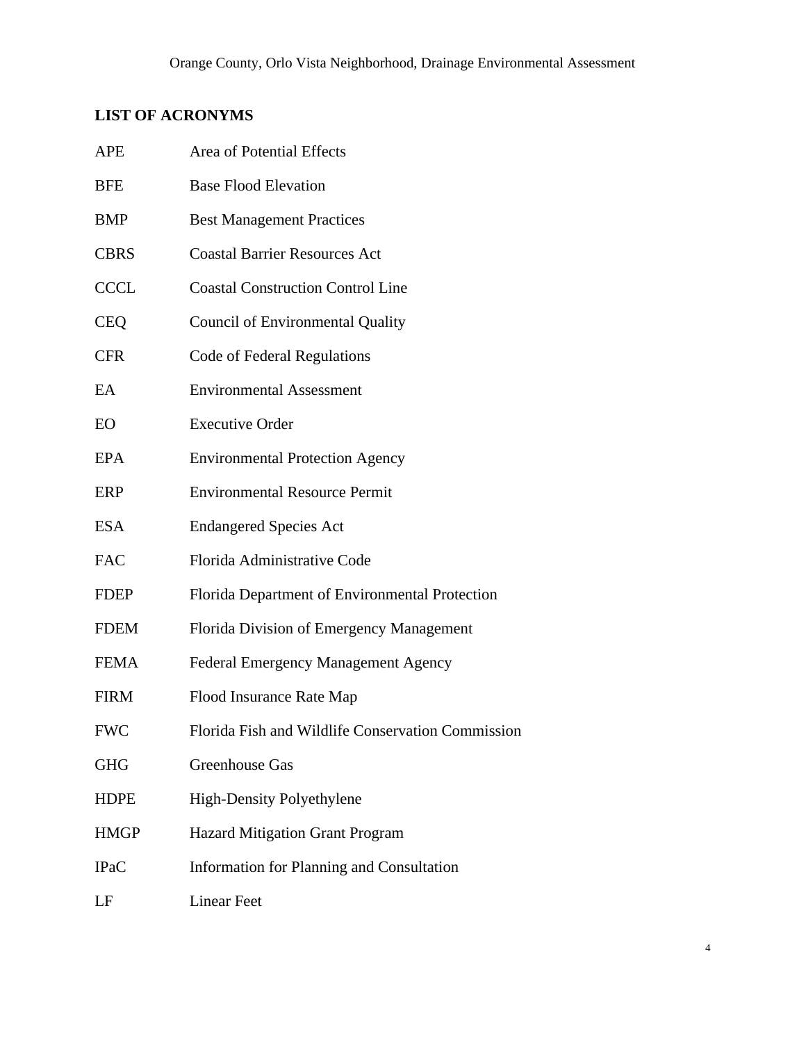## LIST OF ACRONYMS

| | |
|---|---|
| APE | Area of Potential Effects |
| BFE | Base Flood Elevation |
| BMP | Best Management Practices |
| CBRS | Coastal Barrier Resources Act |
| CCCL | Coastal Construction Control Line |
| CEQ | Council of Environmental Quality |
| CFR | Code of Federal Regulations |
| EA | Environmental Assessment |
| EO | Executive Order |
| EPA | Environmental Protection Agency |
| ERP | Environmental Resource Permit |
| ESA | Endangered Species Act |
| FAC | Florida Administrative Code |
| FDEP | Florida Department of Environmental Protection |
| FDEM | Florida Division of Emergency Management |
| FEMA | Federal Emergency Management Agency |
| FIRM | Flood Insurance Rate Map |
| FWC | Florida Fish and Wildlife Conservation Commission |
| GHG | Greenhouse Gas |
| HDPE | High-Density Polyethylene |
| HMGP | Hazard Mitigation Grant Program |
| IPaC | Information for Planning and Consultation |
| LF | Linear Feet |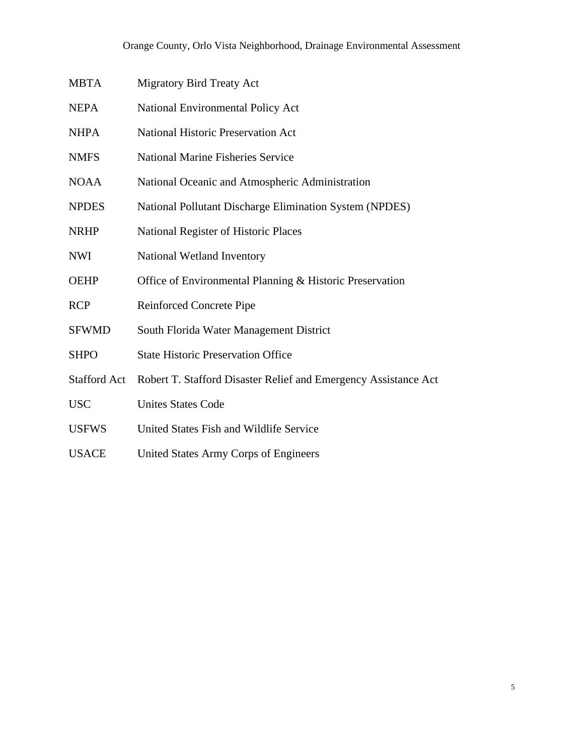| | |
|---|---|
| MBTA | Migratory Bird Treaty Act |
| NEPA | National Environmental Policy Act |
| NHPA | National Historic Preservation Act |
| NMFS | National Marine Fisheries Service |
| NOAA | National Oceanic and Atmospheric Administration |
| NPDES | National Pollutant Discharge Elimination System (NPDES) |
| NRHP | National Register of Historic Places |
| NWI | National Wetland Inventory |
| OEHP | Office of Environmental Planning & Historic Preservation |
| RCP | Reinforced Concrete Pipe |
| SFWMD | South Florida Water Management District |
| SHPO | State Historic Preservation Office |
| Stafford Act | Robert T. Stafford Disaster Relief and Emergency Assistance Act |
| USC | Unites States Code |
| USFWS | United States Fish and Wildlife Service |
| USACE | United States Army Corps of Engineers |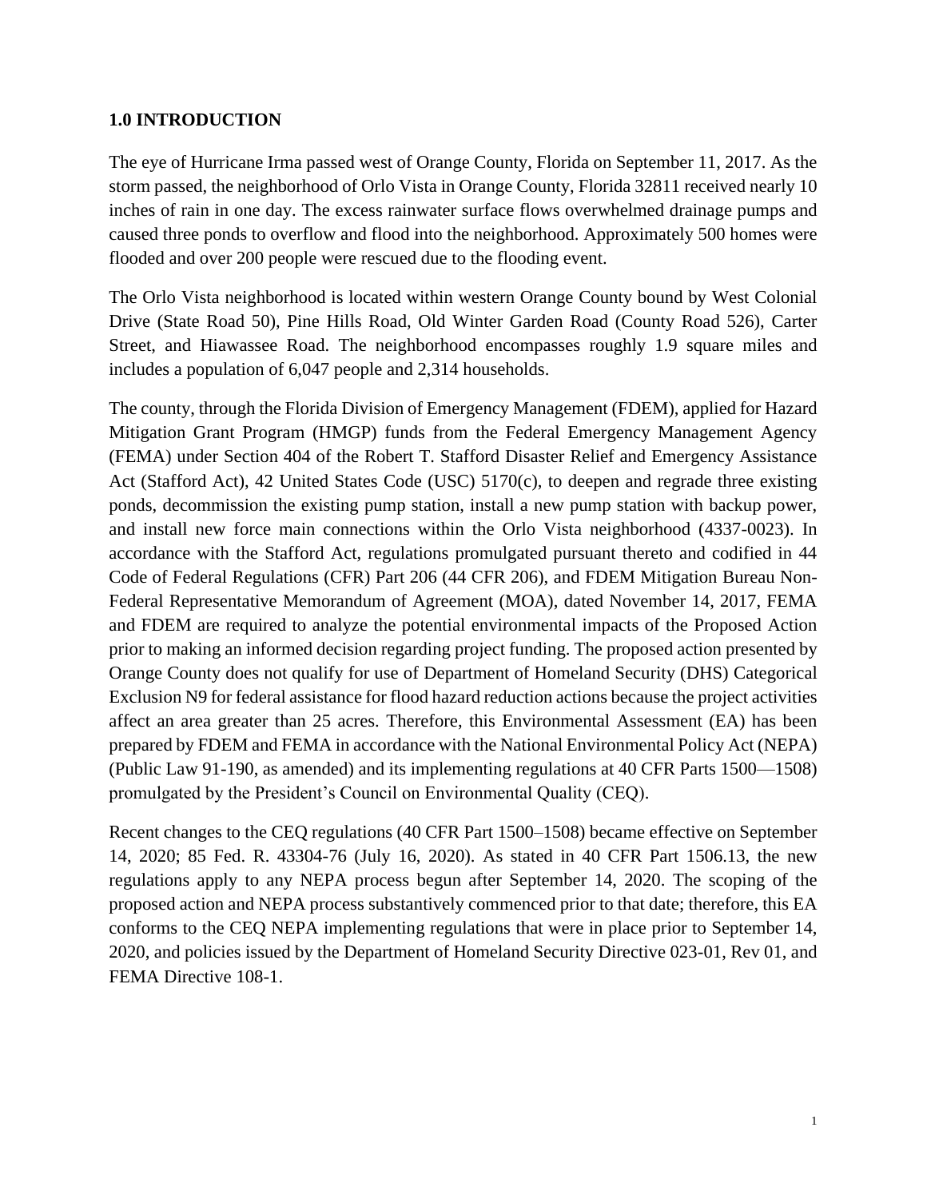## 1.0 INTRODUCTION

The eye of Hurricane Irma passed west of Orange County, Florida on September 11, 2017. As the storm passed, the neighborhood of Orlo Vista in Orange County, Florida 32811 received nearly 10 inches of rain in one day. The excess rainwater surface flows overwhelmed drainage pumps and caused three ponds to overflow and flood into the neighborhood. Approximately 500 homes were flooded and over 200 people were rescued due to the flooding event.

The Orlo Vista neighborhood is located within western Orange County bound by West Colonial Drive (State Road 50), Pine Hills Road, Old Winter Garden Road (County Road 526), Carter Street, and Hiawassee Road. The neighborhood encompasses roughly 1.9 square miles and includes a population of 6,047 people and 2,314 households.

The county, through the Florida Division of Emergency Management (FDEM), applied for Hazard Mitigation Grant Program (HMGP) funds from the Federal Emergency Management Agency (FEMA) under Section 404 of the Robert T. Stafford Disaster Relief and Emergency Assistance Act (Stafford Act), 42 United States Code (USC) 5170(c), to deepen and regrade three existing ponds, decommission the existing pump station, install a new pump station with backup power, and install new force main connections within the Orlo Vista neighborhood (4337-0023). In accordance with the Stafford Act, regulations promulgated pursuant thereto and codified in 44 Code of Federal Regulations (CFR) Part 206 (44 CFR 206), and FDEM Mitigation Bureau Non-Federal Representative Memorandum of Agreement (MOA), dated November 14, 2017, FEMA and FDEM are required to analyze the potential environmental impacts of the Proposed Action prior to making an informed decision regarding project funding. The proposed action presented by Orange County does not qualify for use of Department of Homeland Security (DHS) Categorical Exclusion N9 for federal assistance for flood hazard reduction actions because the project activities affect an area greater than 25 acres. Therefore, this Environmental Assessment (EA) has been prepared by FDEM and FEMA in accordance with the National Environmental Policy Act (NEPA) (Public Law 91-190, as amended) and its implementing regulations at 40 CFR Parts 1500—1508) promulgated by the President's Council on Environmental Quality (CEQ).

Recent changes to the CEQ regulations (40 CFR Part 1500–1508) became effective on September 14, 2020; 85 Fed. R. 43304-76 (July 16, 2020). As stated in 40 CFR Part 1506.13, the new regulations apply to any NEPA process begun after September 14, 2020. The scoping of the proposed action and NEPA process substantively commenced prior to that date; therefore, this EA conforms to the CEQ NEPA implementing regulations that were in place prior to September 14, 2020, and policies issued by the Department of Homeland Security Directive 023-01, Rev 01, and FEMA Directive 108-1.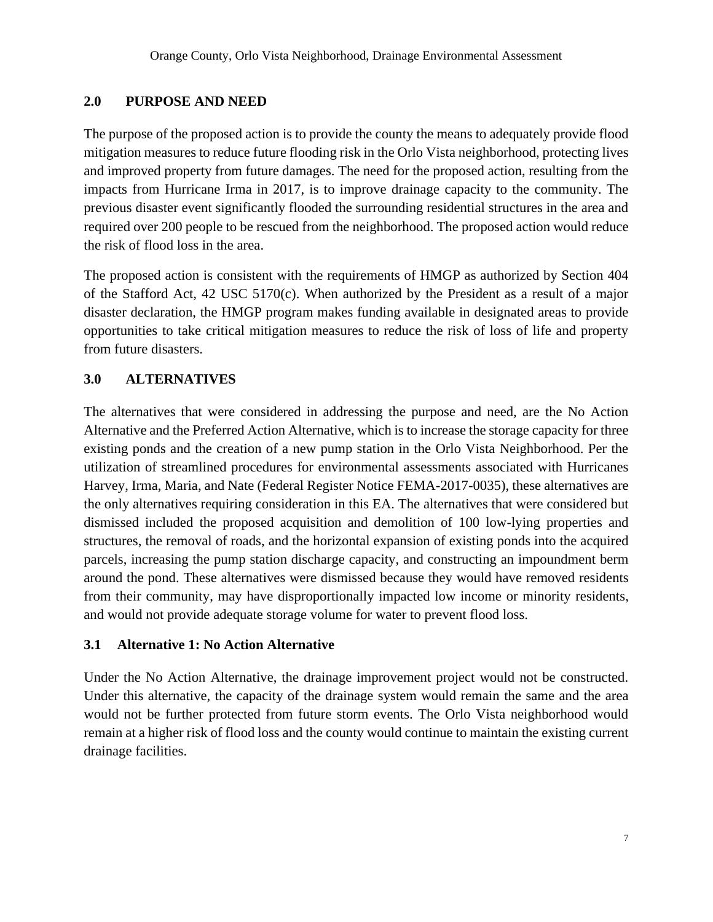## 2.0 PURPOSE AND NEED

The purpose of the proposed action is to provide the county the means to adequately provide flood mitigation measures to reduce future flooding risk in the Orlo Vista neighborhood, protecting lives and improved property from future damages. The need for the proposed action, resulting from the impacts from Hurricane Irma in 2017, is to improve drainage capacity to the community. The previous disaster event significantly flooded the surrounding residential structures in the area and required over 200 people to be rescued from the neighborhood. The proposed action would reduce the risk of flood loss in the area.

The proposed action is consistent with the requirements of HMGP as authorized by Section 404 of the Stafford Act, 42 USC 5170(c). When authorized by the President as a result of a major disaster declaration, the HMGP program makes funding available in designated areas to provide opportunities to take critical mitigation measures to reduce the risk of loss of life and property from future disasters.

## 3.0 ALTERNATIVES

The alternatives that were considered in addressing the purpose and need, are the No Action Alternative and the Preferred Action Alternative, which is to increase the storage capacity for three existing ponds and the creation of a new pump station in the Orlo Vista Neighborhood. Per the utilization of streamlined procedures for environmental assessments associated with Hurricanes Harvey, Irma, Maria, and Nate (Federal Register Notice FEMA-2017-0035), these alternatives are the only alternatives requiring consideration in this EA. The alternatives that were considered but dismissed included the proposed acquisition and demolition of 100 low-lying properties and structures, the removal of roads, and the horizontal expansion of existing ponds into the acquired parcels, increasing the pump station discharge capacity, and constructing an impoundment berm around the pond. These alternatives were dismissed because they would have removed residents from their community, may have disproportionally impacted low income or minority residents, and would not provide adequate storage volume for water to prevent flood loss.

### 3.1 Alternative 1: No Action Alternative

Under the No Action Alternative, the drainage improvement project would not be constructed. Under this alternative, the capacity of the drainage system would remain the same and the area would not be further protected from future storm events. The Orlo Vista neighborhood would remain at a higher risk of flood loss and the county would continue to maintain the existing current drainage facilities.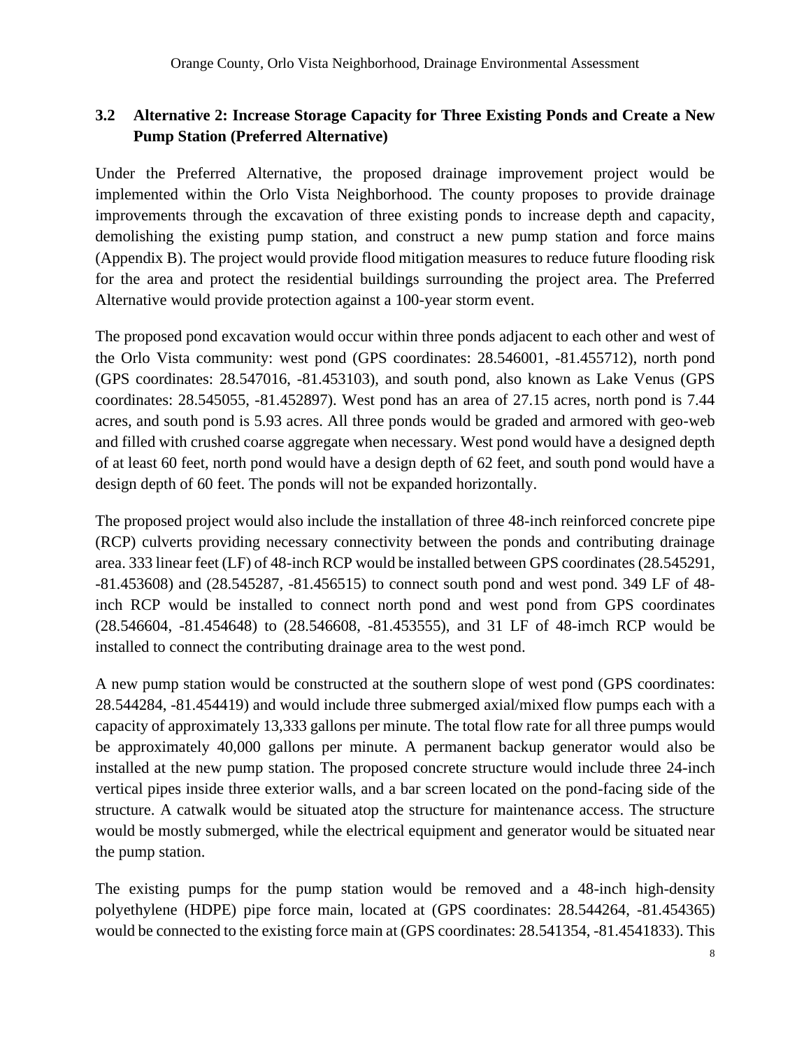### 3.2 Alternative 2: Increase Storage Capacity for Three Existing Ponds and Create a New Pump Station (Preferred Alternative)

Under the Preferred Alternative, the proposed drainage improvement project would be implemented within the Orlo Vista Neighborhood. The county proposes to provide drainage improvements through the excavation of three existing ponds to increase depth and capacity, demolishing the existing pump station, and construct a new pump station and force mains (Appendix B). The project would provide flood mitigation measures to reduce future flooding risk for the area and protect the residential buildings surrounding the project area. The Preferred Alternative would provide protection against a 100-year storm event.

The proposed pond excavation would occur within three ponds adjacent to each other and west of the Orlo Vista community: west pond (GPS coordinates: 28.546001, -81.455712), north pond (GPS coordinates: 28.547016, -81.453103), and south pond, also known as Lake Venus (GPS coordinates: 28.545055, -81.452897). West pond has an area of 27.15 acres, north pond is 7.44 acres, and south pond is 5.93 acres. All three ponds would be graded and armored with geo-web and filled with crushed coarse aggregate when necessary. West pond would have a designed depth of at least 60 feet, north pond would have a design depth of 62 feet, and south pond would have a design depth of 60 feet. The ponds will not be expanded horizontally.

The proposed project would also include the installation of three 48-inch reinforced concrete pipe (RCP) culverts providing necessary connectivity between the ponds and contributing drainage area. 333 linear feet (LF) of 48-inch RCP would be installed between GPS coordinates (28.545291, -81.453608) and (28.545287, -81.456515) to connect south pond and west pond. 349 LF of 48-inch RCP would be installed to connect north pond and west pond from GPS coordinates (28.546604, -81.454648) to (28.546608, -81.453555), and 31 LF of 48-imch RCP would be installed to connect the contributing drainage area to the west pond.

A new pump station would be constructed at the southern slope of west pond (GPS coordinates: 28.544284, -81.454419) and would include three submerged axial/mixed flow pumps each with a capacity of approximately 13,333 gallons per minute. The total flow rate for all three pumps would be approximately 40,000 gallons per minute. A permanent backup generator would also be installed at the new pump station. The proposed concrete structure would include three 24-inch vertical pipes inside three exterior walls, and a bar screen located on the pond-facing side of the structure. A catwalk would be situated atop the structure for maintenance access. The structure would be mostly submerged, while the electrical equipment and generator would be situated near the pump station.

The existing pumps for the pump station would be removed and a 48-inch high-density polyethylene (HDPE) pipe force main, located at (GPS coordinates: 28.544264, -81.454365) would be connected to the existing force main at (GPS coordinates: 28.541354, -81.4541833). This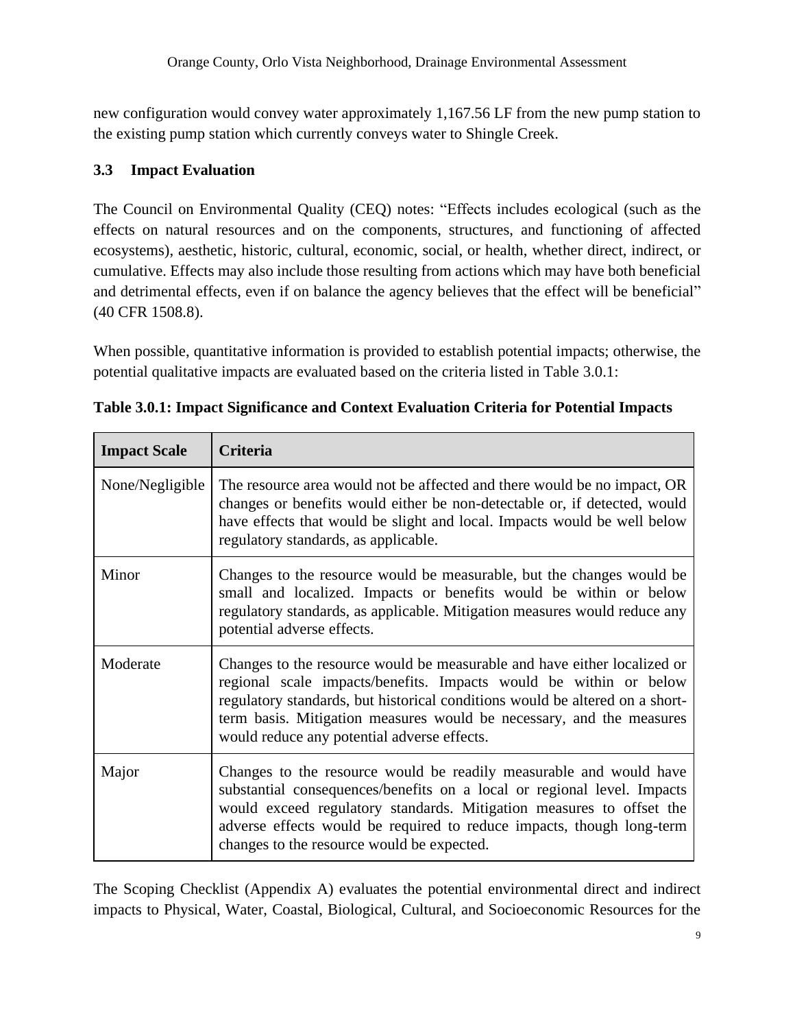new configuration would convey water approximately 1,167.56 LF from the new pump station to the existing pump station which currently conveys water to Shingle Creek.

### 3.3 Impact Evaluation

The Council on Environmental Quality (CEQ) notes: "Effects includes ecological (such as the effects on natural resources and on the components, structures, and functioning of affected ecosystems), aesthetic, historic, cultural, economic, social, or health, whether direct, indirect, or cumulative. Effects may also include those resulting from actions which may have both beneficial and detrimental effects, even if on balance the agency believes that the effect will be beneficial" (40 CFR 1508.8).

When possible, quantitative information is provided to establish potential impacts; otherwise, the potential qualitative impacts are evaluated based on the criteria listed in Table 3.0.1:

**Table 3.0.1: Impact Significance and Context Evaluation Criteria for Potential Impacts**

| Impact Scale | Criteria |
| --- | --- |
| None/Negligible | The resource area would not be affected and there would be no impact, OR changes or benefits would either be non-detectable or, if detected, would have effects that would be slight and local. Impacts would be well below regulatory standards, as applicable. |
| Minor | Changes to the resource would be measurable, but the changes would be small and localized. Impacts or benefits would be within or below regulatory standards, as applicable. Mitigation measures would reduce any potential adverse effects. |
| Moderate | Changes to the resource would be measurable and have either localized or regional scale impacts/benefits. Impacts would be within or below regulatory standards, but historical conditions would be altered on a short-term basis. Mitigation measures would be necessary, and the measures would reduce any potential adverse effects. |
| Major | Changes to the resource would be readily measurable and would have substantial consequences/benefits on a local or regional level. Impacts would exceed regulatory standards. Mitigation measures to offset the adverse effects would be required to reduce impacts, though long-term changes to the resource would be expected. |

The Scoping Checklist (Appendix A) evaluates the potential environmental direct and indirect impacts to Physical, Water, Coastal, Biological, Cultural, and Socioeconomic Resources for the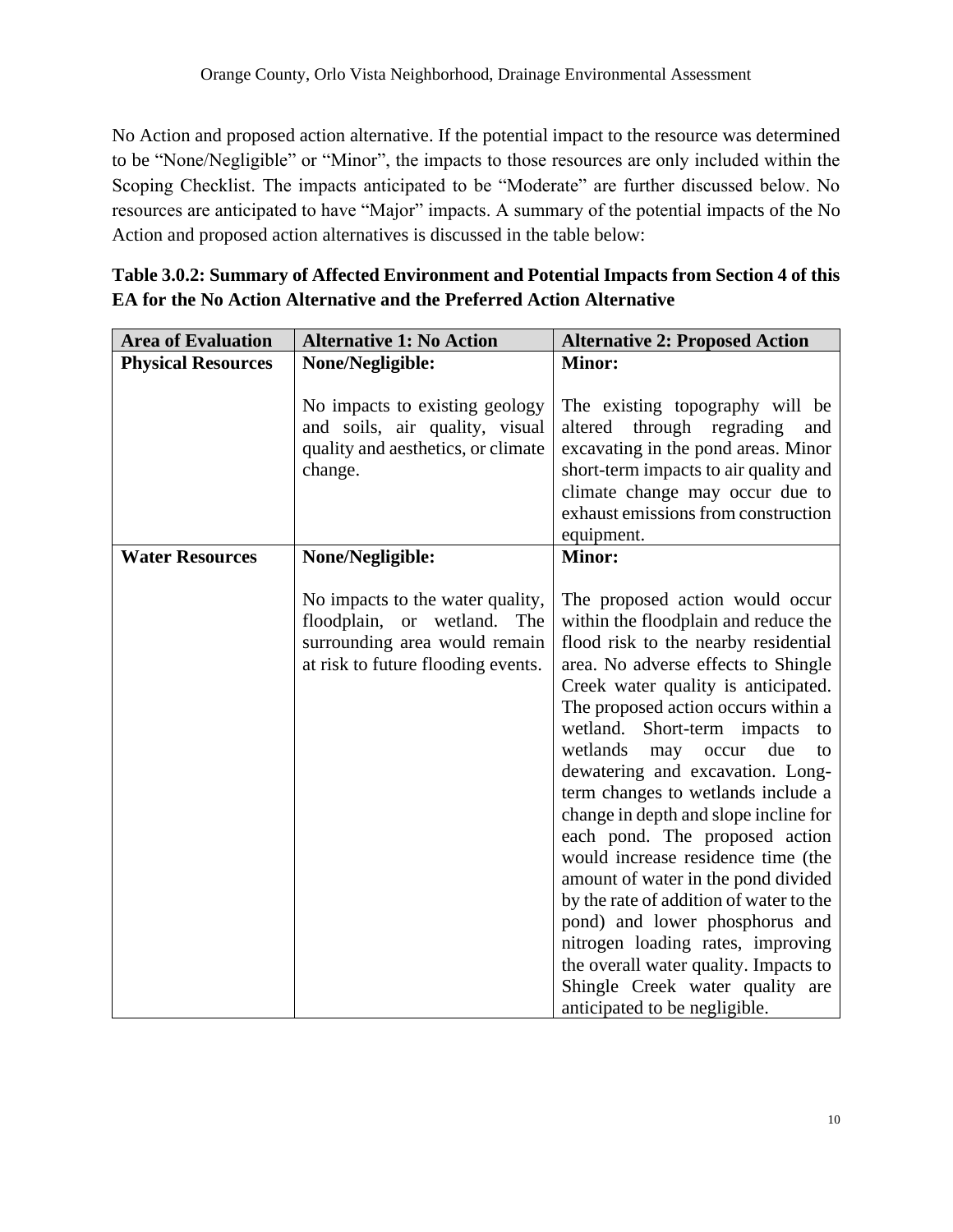No Action and proposed action alternative. If the potential impact to the resource was determined to be "None/Negligible" or "Minor", the impacts to those resources are only included within the Scoping Checklist. The impacts anticipated to be "Moderate" are further discussed below. No resources are anticipated to have "Major" impacts. A summary of the potential impacts of the No Action and proposed action alternatives is discussed in the table below:

**Table 3.0.2: Summary of Affected Environment and Potential Impacts from Section 4 of this EA for the No Action Alternative and the Preferred Action Alternative**

| Area of Evaluation | Alternative 1: No Action | Alternative 2: Proposed Action |
|---|---|---|
| **Physical Resources** | **None/Negligible:**<br><br>No impacts to existing geology and soils, air quality, visual quality and aesthetics, or climate change. | **Minor:**<br><br>The existing topography will be altered through regrading and excavating in the pond areas. Minor short-term impacts to air quality and climate change may occur due to exhaust emissions from construction equipment. |
| **Water Resources** | **None/Negligible:**<br><br>No impacts to the water quality, floodplain, or wetland. The surrounding area would remain at risk to future flooding events. | **Minor:**<br><br>The proposed action would occur within the floodplain and reduce the flood risk to the nearby residential area. No adverse effects to Shingle Creek water quality is anticipated. The proposed action occurs within a wetland. Short-term impacts to wetlands may occur due to dewatering and excavation. Long-term changes to wetlands include a change in depth and slope incline for each pond. The proposed action would increase residence time (the amount of water in the pond divided by the rate of addition of water to the pond) and lower phosphorus and nitrogen loading rates, improving the overall water quality. Impacts to Shingle Creek water quality are anticipated to be negligible. |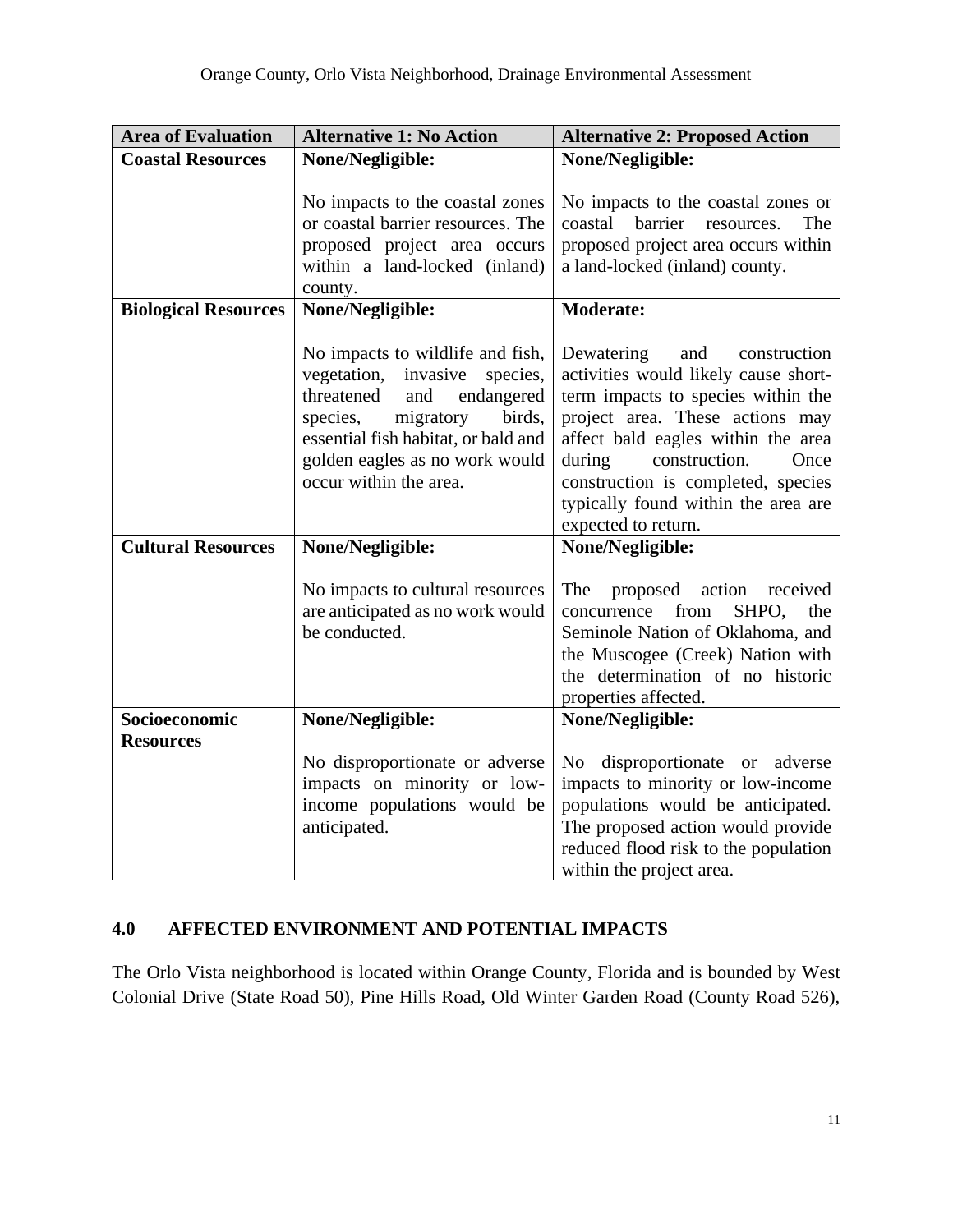| Area of Evaluation | Alternative 1: No Action | Alternative 2: Proposed Action |
| --- | --- | --- |
| **Coastal Resources** | **None/Negligible:**<br><br>No impacts to the coastal zones or coastal barrier resources. The proposed project area occurs within a land-locked (inland) county. | **None/Negligible:**<br><br>No impacts to the coastal zones or coastal barrier resources. The proposed project area occurs within a land-locked (inland) county. |
| **Biological Resources** | **None/Negligible:**<br><br>No impacts to wildlife and fish, vegetation, invasive species, threatened and endangered species, migratory birds, essential fish habitat, or bald and golden eagles as no work would occur within the area. | **Moderate:**<br><br>Dewatering and construction activities would likely cause short-term impacts to species within the project area. These actions may affect bald eagles within the area during construction. Once construction is completed, species typically found within the area are expected to return. |
| **Cultural Resources** | **None/Negligible:**<br><br>No impacts to cultural resources are anticipated as no work would be conducted. | **None/Negligible:**<br><br>The proposed action received concurrence from SHPO, the Seminole Nation of Oklahoma, and the Muscogee (Creek) Nation with the determination of no historic properties affected. |
| **Socioeconomic Resources** | **None/Negligible:**<br><br>No disproportionate or adverse impacts on minority or low-income populations would be anticipated. | **None/Negligible:**<br><br>No disproportionate or adverse impacts to minority or low-income populations would be anticipated. The proposed action would provide reduced flood risk to the population within the project area. |

## 4.0 AFFECTED ENVIRONMENT AND POTENTIAL IMPACTS

The Orlo Vista neighborhood is located within Orange County, Florida and is bounded by West Colonial Drive (State Road 50), Pine Hills Road, Old Winter Garden Road (County Road 526),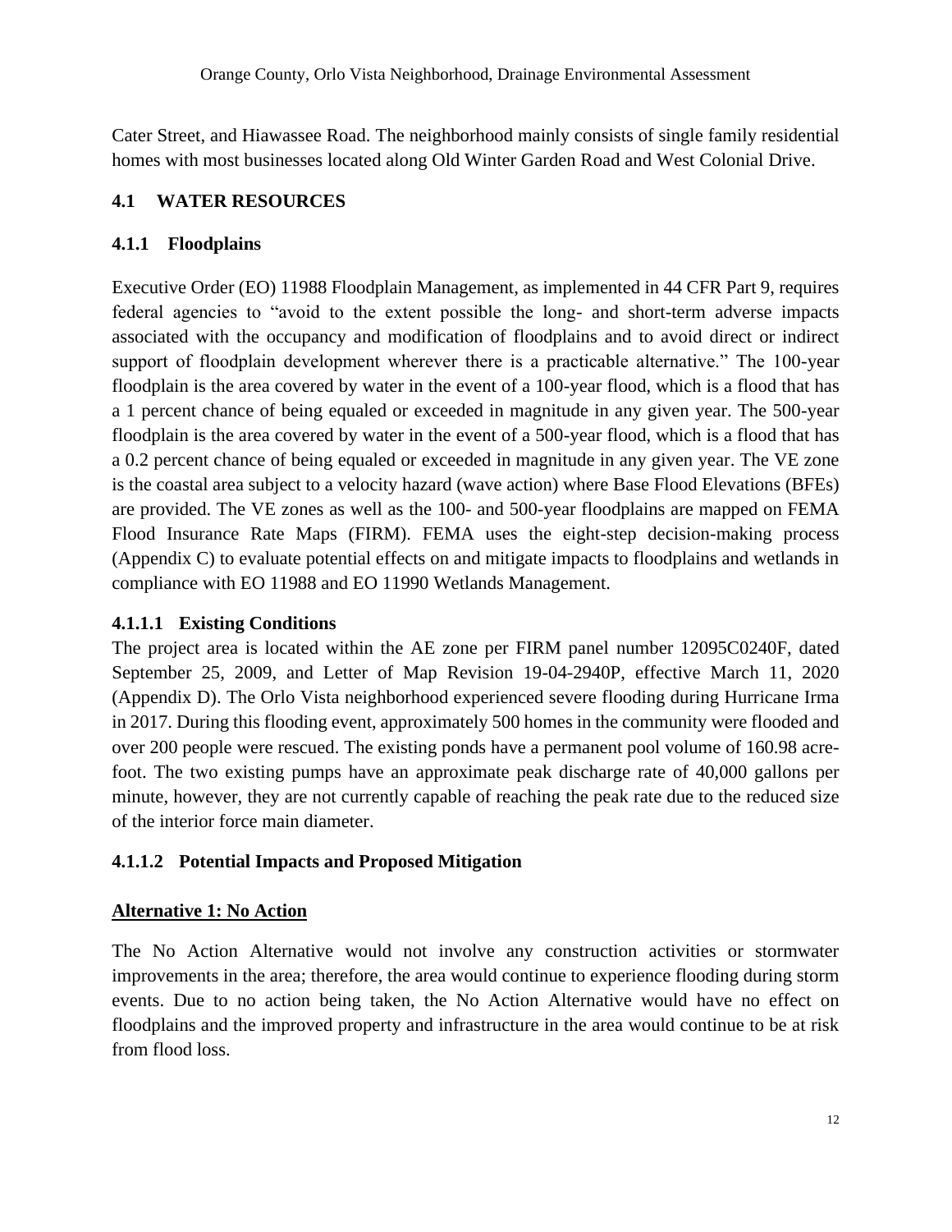Cater Street, and Hiawassee Road. The neighborhood mainly consists of single family residential homes with most businesses located along Old Winter Garden Road and West Colonial Drive.

## 4.1 WATER RESOURCES

### 4.1.1 Floodplains

Executive Order (EO) 11988 Floodplain Management, as implemented in 44 CFR Part 9, requires federal agencies to "avoid to the extent possible the long- and short-term adverse impacts associated with the occupancy and modification of floodplains and to avoid direct or indirect support of floodplain development wherever there is a practicable alternative." The 100-year floodplain is the area covered by water in the event of a 100-year flood, which is a flood that has a 1 percent chance of being equaled or exceeded in magnitude in any given year. The 500-year floodplain is the area covered by water in the event of a 500-year flood, which is a flood that has a 0.2 percent chance of being equaled or exceeded in magnitude in any given year. The VE zone is the coastal area subject to a velocity hazard (wave action) where Base Flood Elevations (BFEs) are provided. The VE zones as well as the 100- and 500-year floodplains are mapped on FEMA Flood Insurance Rate Maps (FIRM). FEMA uses the eight-step decision-making process (Appendix C) to evaluate potential effects on and mitigate impacts to floodplains and wetlands in compliance with EO 11988 and EO 11990 Wetlands Management.

#### 4.1.1.1 Existing Conditions

The project area is located within the AE zone per FIRM panel number 12095C0240F, dated September 25, 2009, and Letter of Map Revision 19-04-2940P, effective March 11, 2020 (Appendix D). The Orlo Vista neighborhood experienced severe flooding during Hurricane Irma in 2017. During this flooding event, approximately 500 homes in the community were flooded and over 200 people were rescued. The existing ponds have a permanent pool volume of 160.98 acre-foot. The two existing pumps have an approximate peak discharge rate of 40,000 gallons per minute, however, they are not currently capable of reaching the peak rate due to the reduced size of the interior force main diameter.

#### 4.1.1.2 Potential Impacts and Proposed Mitigation

**Alternative 1: No Action**

The No Action Alternative would not involve any construction activities or stormwater improvements in the area; therefore, the area would continue to experience flooding during storm events. Due to no action being taken, the No Action Alternative would have no effect on floodplains and the improved property and infrastructure in the area would continue to be at risk from flood loss.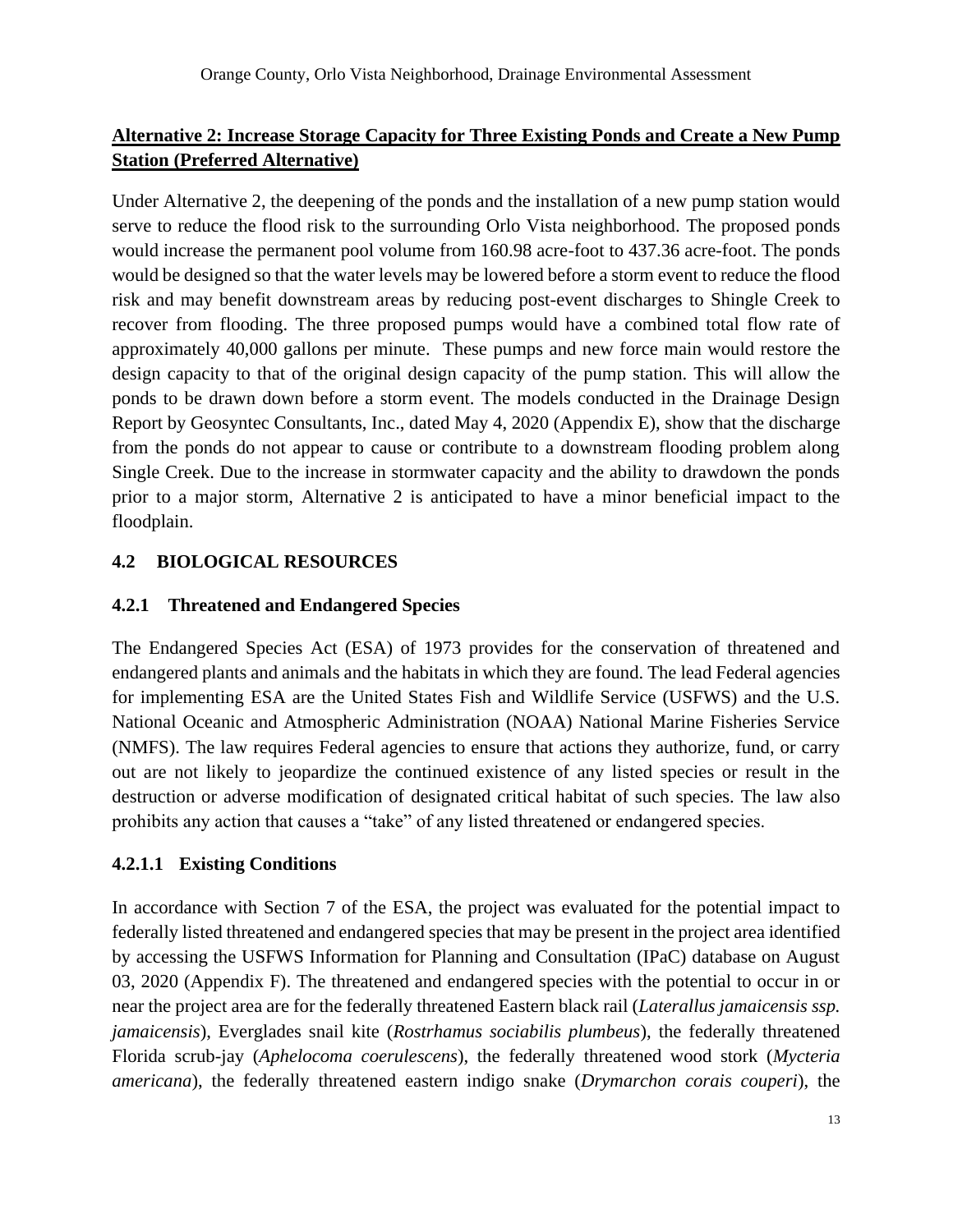**Alternative 2: Increase Storage Capacity for Three Existing Ponds and Create a New Pump Station (Preferred Alternative)**

Under Alternative 2, the deepening of the ponds and the installation of a new pump station would serve to reduce the flood risk to the surrounding Orlo Vista neighborhood. The proposed ponds would increase the permanent pool volume from 160.98 acre-foot to 437.36 acre-foot. The ponds would be designed so that the water levels may be lowered before a storm event to reduce the flood risk and may benefit downstream areas by reducing post-event discharges to Shingle Creek to recover from flooding. The three proposed pumps would have a combined total flow rate of approximately 40,000 gallons per minute. These pumps and new force main would restore the design capacity to that of the original design capacity of the pump station. This will allow the ponds to be drawn down before a storm event. The models conducted in the Drainage Design Report by Geosyntec Consultants, Inc., dated May 4, 2020 (Appendix E), show that the discharge from the ponds do not appear to cause or contribute to a downstream flooding problem along Single Creek. Due to the increase in stormwater capacity and the ability to drawdown the ponds prior to a major storm, Alternative 2 is anticipated to have a minor beneficial impact to the floodplain.

## 4.2 BIOLOGICAL RESOURCES

### 4.2.1 Threatened and Endangered Species

The Endangered Species Act (ESA) of 1973 provides for the conservation of threatened and endangered plants and animals and the habitats in which they are found. The lead Federal agencies for implementing ESA are the United States Fish and Wildlife Service (USFWS) and the U.S. National Oceanic and Atmospheric Administration (NOAA) National Marine Fisheries Service (NMFS). The law requires Federal agencies to ensure that actions they authorize, fund, or carry out are not likely to jeopardize the continued existence of any listed species or result in the destruction or adverse modification of designated critical habitat of such species. The law also prohibits any action that causes a "take" of any listed threatened or endangered species.

#### 4.2.1.1 Existing Conditions

In accordance with Section 7 of the ESA, the project was evaluated for the potential impact to federally listed threatened and endangered species that may be present in the project area identified by accessing the USFWS Information for Planning and Consultation (IPaC) database on August 03, 2020 (Appendix F). The threatened and endangered species with the potential to occur in or near the project area are for the federally threatened Eastern black rail (*Laterallus jamaicensis ssp. jamaicensis*), Everglades snail kite (*Rostrhamus sociabilis plumbeus*), the federally threatened Florida scrub-jay (*Aphelocoma coerulescens*), the federally threatened wood stork (*Mycteria americana*), the federally threatened eastern indigo snake (*Drymarchon corais couperi*), the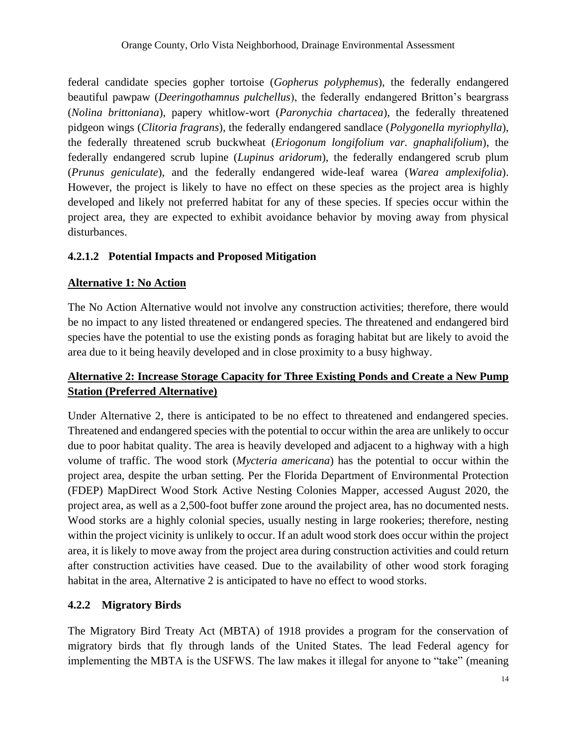federal candidate species gopher tortoise (*Gopherus polyphemus*), the federally endangered beautiful pawpaw (*Deeringothamnus pulchellus*), the federally endangered Britton's beargrass (*Nolina brittoniana*), papery whitlow-wort (*Paronychia chartacea*), the federally threatened pidgeon wings (*Clitoria fragrans*), the federally endangered sandlace (*Polygonella myriophylla*), the federally threatened scrub buckwheat (*Eriogonum longifolium var. gnaphalifolium*), the federally endangered scrub lupine (*Lupinus aridorum*), the federally endangered scrub plum (*Prunus geniculate*), and the federally endangered wide-leaf warea (*Warea amplexifolia*). However, the project is likely to have no effect on these species as the project area is highly developed and likely not preferred habitat for any of these species. If species occur within the project area, they are expected to exhibit avoidance behavior by moving away from physical disturbances.

#### 4.2.1.2 Potential Impacts and Proposed Mitigation

**Alternative 1: No Action**

The No Action Alternative would not involve any construction activities; therefore, there would be no impact to any listed threatened or endangered species. The threatened and endangered bird species have the potential to use the existing ponds as foraging habitat but are likely to avoid the area due to it being heavily developed and in close proximity to a busy highway.

**Alternative 2: Increase Storage Capacity for Three Existing Ponds and Create a New Pump Station (Preferred Alternative)**

Under Alternative 2, there is anticipated to be no effect to threatened and endangered species. Threatened and endangered species with the potential to occur within the area are unlikely to occur due to poor habitat quality. The area is heavily developed and adjacent to a highway with a high volume of traffic. The wood stork (*Mycteria americana*) has the potential to occur within the project area, despite the urban setting. Per the Florida Department of Environmental Protection (FDEP) MapDirect Wood Stork Active Nesting Colonies Mapper, accessed August 2020, the project area, as well as a 2,500-foot buffer zone around the project area, has no documented nests. Wood storks are a highly colonial species, usually nesting in large rookeries; therefore, nesting within the project vicinity is unlikely to occur. If an adult wood stork does occur within the project area, it is likely to move away from the project area during construction activities and could return after construction activities have ceased. Due to the availability of other wood stork foraging habitat in the area, Alternative 2 is anticipated to have no effect to wood storks.

### 4.2.2 Migratory Birds

The Migratory Bird Treaty Act (MBTA) of 1918 provides a program for the conservation of migratory birds that fly through lands of the United States. The lead Federal agency for implementing the MBTA is the USFWS. The law makes it illegal for anyone to "take" (meaning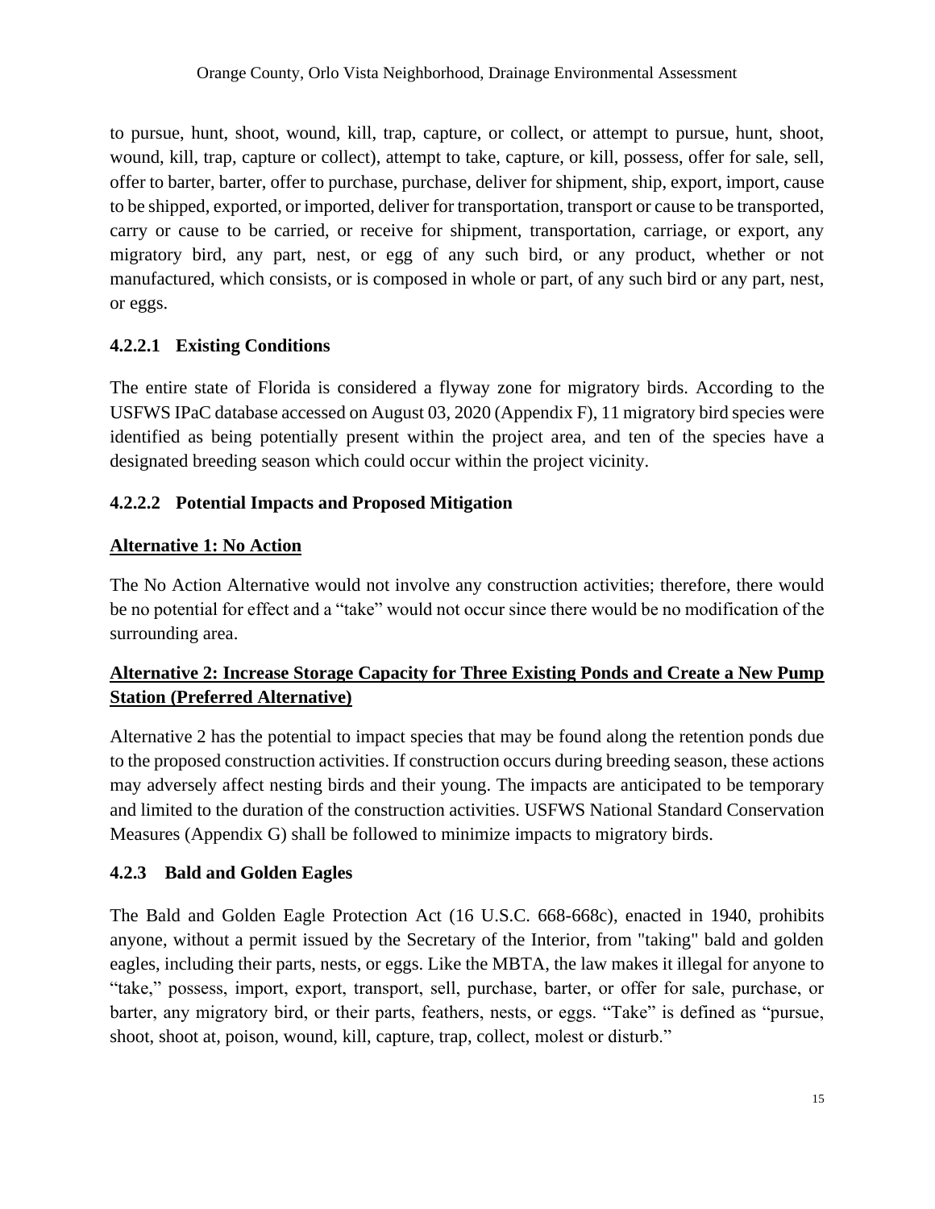to pursue, hunt, shoot, wound, kill, trap, capture, or collect, or attempt to pursue, hunt, shoot, wound, kill, trap, capture or collect), attempt to take, capture, or kill, possess, offer for sale, sell, offer to barter, barter, offer to purchase, purchase, deliver for shipment, ship, export, import, cause to be shipped, exported, or imported, deliver for transportation, transport or cause to be transported, carry or cause to be carried, or receive for shipment, transportation, carriage, or export, any migratory bird, any part, nest, or egg of any such bird, or any product, whether or not manufactured, which consists, or is composed in whole or part, of any such bird or any part, nest, or eggs.

#### 4.2.2.1 Existing Conditions

The entire state of Florida is considered a flyway zone for migratory birds. According to the USFWS IPaC database accessed on August 03, 2020 (Appendix F), 11 migratory bird species were identified as being potentially present within the project area, and ten of the species have a designated breeding season which could occur within the project vicinity.

#### 4.2.2.2 Potential Impacts and Proposed Mitigation

**Alternative 1: No Action**

The No Action Alternative would not involve any construction activities; therefore, there would be no potential for effect and a "take" would not occur since there would be no modification of the surrounding area.

**Alternative 2: Increase Storage Capacity for Three Existing Ponds and Create a New Pump Station (Preferred Alternative)**

Alternative 2 has the potential to impact species that may be found along the retention ponds due to the proposed construction activities. If construction occurs during breeding season, these actions may adversely affect nesting birds and their young. The impacts are anticipated to be temporary and limited to the duration of the construction activities. USFWS National Standard Conservation Measures (Appendix G) shall be followed to minimize impacts to migratory birds.

### 4.2.3 Bald and Golden Eagles

The Bald and Golden Eagle Protection Act (16 U.S.C. 668-668c), enacted in 1940, prohibits anyone, without a permit issued by the Secretary of the Interior, from "taking" bald and golden eagles, including their parts, nests, or eggs. Like the MBTA, the law makes it illegal for anyone to "take," possess, import, export, transport, sell, purchase, barter, or offer for sale, purchase, or barter, any migratory bird, or their parts, feathers, nests, or eggs. "Take" is defined as "pursue, shoot, shoot at, poison, wound, kill, capture, trap, collect, molest or disturb."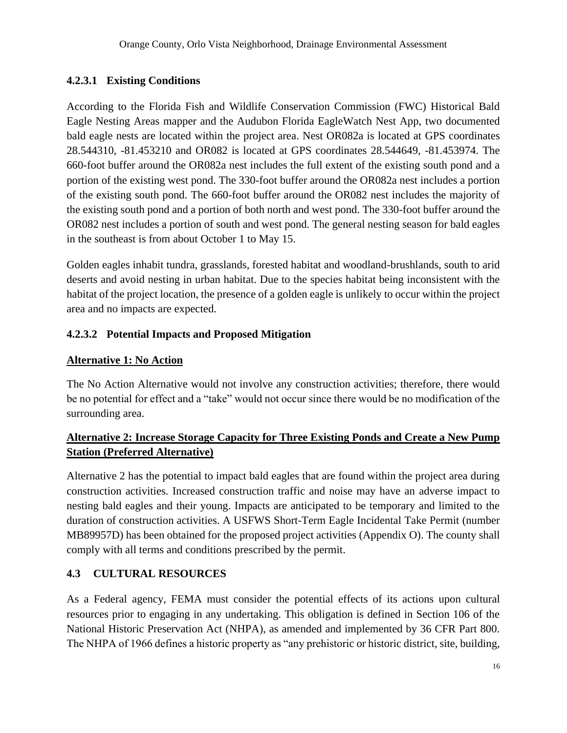#### 4.2.3.1 Existing Conditions

According to the Florida Fish and Wildlife Conservation Commission (FWC) Historical Bald Eagle Nesting Areas mapper and the Audubon Florida EagleWatch Nest App, two documented bald eagle nests are located within the project area. Nest OR082a is located at GPS coordinates 28.544310, -81.453210 and OR082 is located at GPS coordinates 28.544649, -81.453974. The 660-foot buffer around the OR082a nest includes the full extent of the existing south pond and a portion of the existing west pond. The 330-foot buffer around the OR082a nest includes a portion of the existing south pond. The 660-foot buffer around the OR082 nest includes the majority of the existing south pond and a portion of both north and west pond. The 330-foot buffer around the OR082 nest includes a portion of south and west pond. The general nesting season for bald eagles in the southeast is from about October 1 to May 15.

Golden eagles inhabit tundra, grasslands, forested habitat and woodland-brushlands, south to arid deserts and avoid nesting in urban habitat. Due to the species habitat being inconsistent with the habitat of the project location, the presence of a golden eagle is unlikely to occur within the project area and no impacts are expected.

#### 4.2.3.2 Potential Impacts and Proposed Mitigation

**Alternative 1: No Action**

The No Action Alternative would not involve any construction activities; therefore, there would be no potential for effect and a "take" would not occur since there would be no modification of the surrounding area.

**Alternative 2: Increase Storage Capacity for Three Existing Ponds and Create a New Pump Station (Preferred Alternative)**

Alternative 2 has the potential to impact bald eagles that are found within the project area during construction activities. Increased construction traffic and noise may have an adverse impact to nesting bald eagles and their young. Impacts are anticipated to be temporary and limited to the duration of construction activities. A USFWS Short-Term Eagle Incidental Take Permit (number MB89957D) has been obtained for the proposed project activities (Appendix O). The county shall comply with all terms and conditions prescribed by the permit.

### 4.3 CULTURAL RESOURCES

As a Federal agency, FEMA must consider the potential effects of its actions upon cultural resources prior to engaging in any undertaking. This obligation is defined in Section 106 of the National Historic Preservation Act (NHPA), as amended and implemented by 36 CFR Part 800. The NHPA of 1966 defines a historic property as "any prehistoric or historic district, site, building,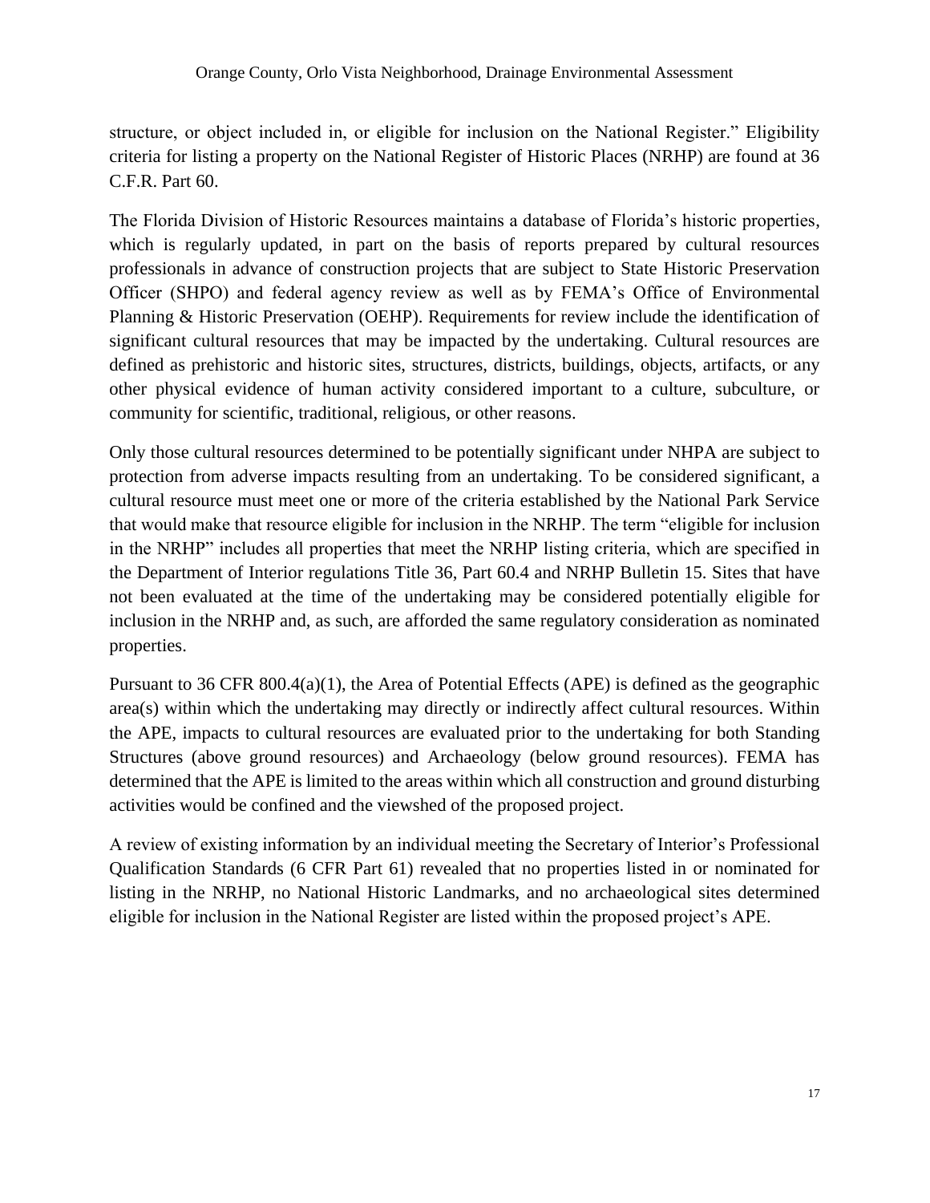structure, or object included in, or eligible for inclusion on the National Register." Eligibility criteria for listing a property on the National Register of Historic Places (NRHP) are found at 36 C.F.R. Part 60.

The Florida Division of Historic Resources maintains a database of Florida's historic properties, which is regularly updated, in part on the basis of reports prepared by cultural resources professionals in advance of construction projects that are subject to State Historic Preservation Officer (SHPO) and federal agency review as well as by FEMA's Office of Environmental Planning & Historic Preservation (OEHP). Requirements for review include the identification of significant cultural resources that may be impacted by the undertaking. Cultural resources are defined as prehistoric and historic sites, structures, districts, buildings, objects, artifacts, or any other physical evidence of human activity considered important to a culture, subculture, or community for scientific, traditional, religious, or other reasons.

Only those cultural resources determined to be potentially significant under NHPA are subject to protection from adverse impacts resulting from an undertaking. To be considered significant, a cultural resource must meet one or more of the criteria established by the National Park Service that would make that resource eligible for inclusion in the NRHP. The term "eligible for inclusion in the NRHP" includes all properties that meet the NRHP listing criteria, which are specified in the Department of Interior regulations Title 36, Part 60.4 and NRHP Bulletin 15. Sites that have not been evaluated at the time of the undertaking may be considered potentially eligible for inclusion in the NRHP and, as such, are afforded the same regulatory consideration as nominated properties.

Pursuant to 36 CFR 800.4(a)(1), the Area of Potential Effects (APE) is defined as the geographic area(s) within which the undertaking may directly or indirectly affect cultural resources. Within the APE, impacts to cultural resources are evaluated prior to the undertaking for both Standing Structures (above ground resources) and Archaeology (below ground resources). FEMA has determined that the APE is limited to the areas within which all construction and ground disturbing activities would be confined and the viewshed of the proposed project.

A review of existing information by an individual meeting the Secretary of Interior's Professional Qualification Standards (6 CFR Part 61) revealed that no properties listed in or nominated for listing in the NRHP, no National Historic Landmarks, and no archaeological sites determined eligible for inclusion in the National Register are listed within the proposed project's APE.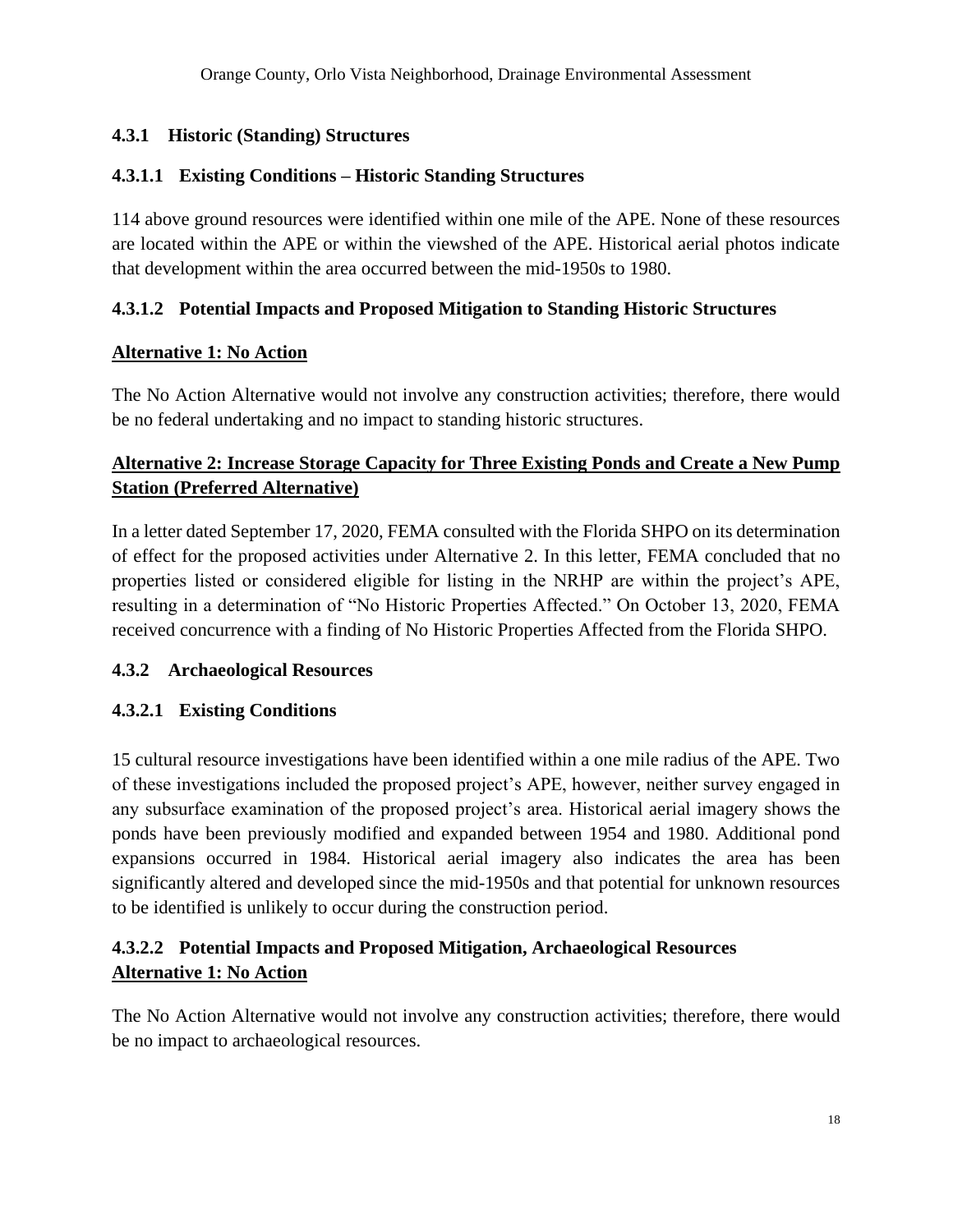#### 4.3.1 Historic (Standing) Structures

##### 4.3.1.1 Existing Conditions – Historic Standing Structures

114 above ground resources were identified within one mile of the APE. None of these resources are located within the APE or within the viewshed of the APE. Historical aerial photos indicate that development within the area occurred between the mid-1950s to 1980.

##### 4.3.1.2 Potential Impacts and Proposed Mitigation to Standing Historic Structures

**Alternative 1: No Action**

The No Action Alternative would not involve any construction activities; therefore, there would be no federal undertaking and no impact to standing historic structures.

**Alternative 2: Increase Storage Capacity for Three Existing Ponds and Create a New Pump Station (Preferred Alternative)**

In a letter dated September 17, 2020, FEMA consulted with the Florida SHPO on its determination of effect for the proposed activities under Alternative 2. In this letter, FEMA concluded that no properties listed or considered eligible for listing in the NRHP are within the project's APE, resulting in a determination of "No Historic Properties Affected." On October 13, 2020, FEMA received concurrence with a finding of No Historic Properties Affected from the Florida SHPO.

#### 4.3.2 Archaeological Resources

##### 4.3.2.1 Existing Conditions

15 cultural resource investigations have been identified within a one mile radius of the APE. Two of these investigations included the proposed project's APE, however, neither survey engaged in any subsurface examination of the proposed project's area. Historical aerial imagery shows the ponds have been previously modified and expanded between 1954 and 1980. Additional pond expansions occurred in 1984. Historical aerial imagery also indicates the area has been significantly altered and developed since the mid-1950s and that potential for unknown resources to be identified is unlikely to occur during the construction period.

##### 4.3.2.2 Potential Impacts and Proposed Mitigation, Archaeological Resources

**Alternative 1: No Action**

The No Action Alternative would not involve any construction activities; therefore, there would be no impact to archaeological resources.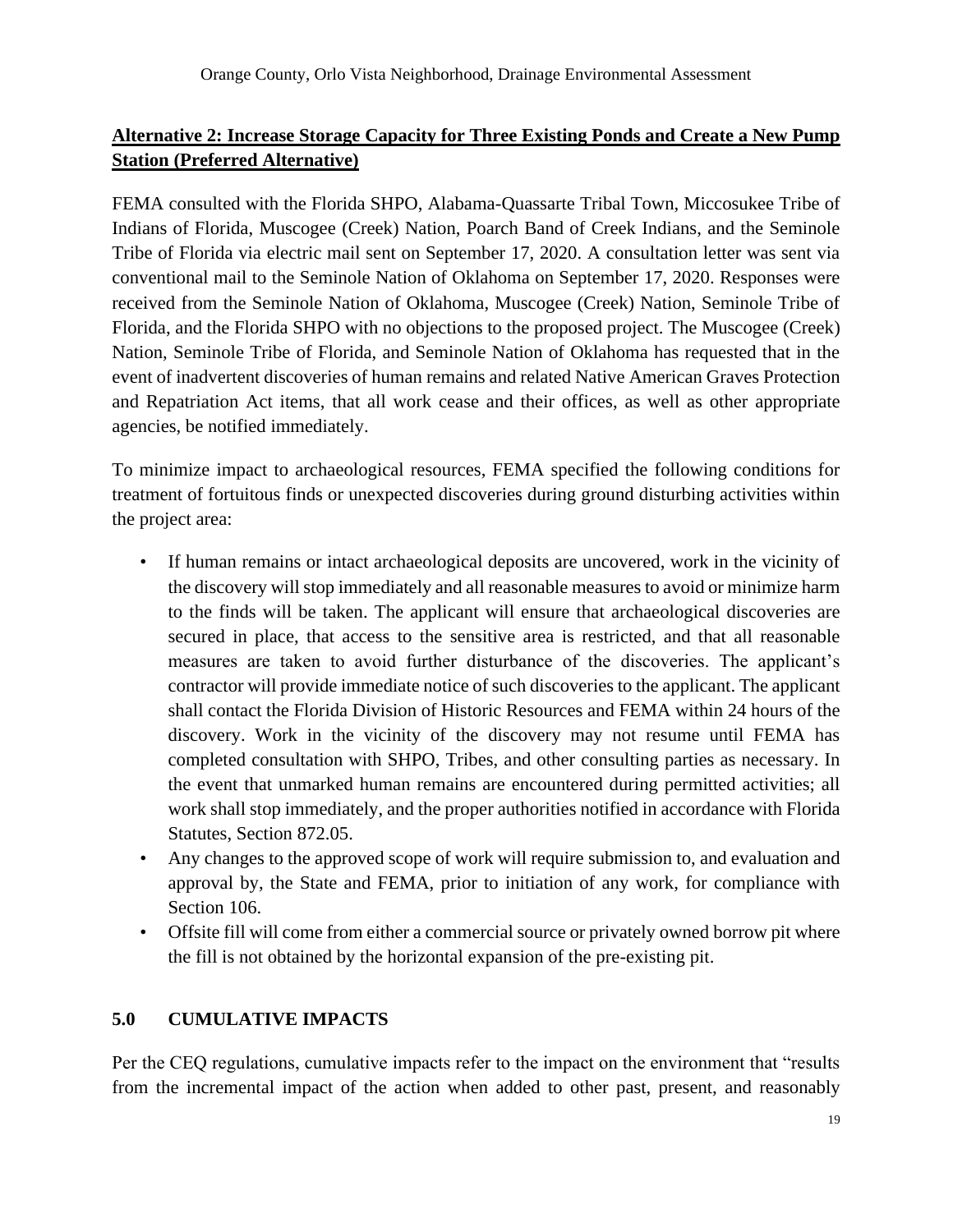**Alternative 2: Increase Storage Capacity for Three Existing Ponds and Create a New Pump Station (Preferred Alternative)**

FEMA consulted with the Florida SHPO, Alabama-Quassarte Tribal Town, Miccosukee Tribe of Indians of Florida, Muscogee (Creek) Nation, Poarch Band of Creek Indians, and the Seminole Tribe of Florida via electric mail sent on September 17, 2020. A consultation letter was sent via conventional mail to the Seminole Nation of Oklahoma on September 17, 2020. Responses were received from the Seminole Nation of Oklahoma, Muscogee (Creek) Nation, Seminole Tribe of Florida, and the Florida SHPO with no objections to the proposed project. The Muscogee (Creek) Nation, Seminole Tribe of Florida, and Seminole Nation of Oklahoma has requested that in the event of inadvertent discoveries of human remains and related Native American Graves Protection and Repatriation Act items, that all work cease and their offices, as well as other appropriate agencies, be notified immediately.

To minimize impact to archaeological resources, FEMA specified the following conditions for treatment of fortuitous finds or unexpected discoveries during ground disturbing activities within the project area:

- If human remains or intact archaeological deposits are uncovered, work in the vicinity of the discovery will stop immediately and all reasonable measures to avoid or minimize harm to the finds will be taken. The applicant will ensure that archaeological discoveries are secured in place, that access to the sensitive area is restricted, and that all reasonable measures are taken to avoid further disturbance of the discoveries. The applicant's contractor will provide immediate notice of such discoveries to the applicant. The applicant shall contact the Florida Division of Historic Resources and FEMA within 24 hours of the discovery. Work in the vicinity of the discovery may not resume until FEMA has completed consultation with SHPO, Tribes, and other consulting parties as necessary. In the event that unmarked human remains are encountered during permitted activities; all work shall stop immediately, and the proper authorities notified in accordance with Florida Statutes, Section 872.05.
- Any changes to the approved scope of work will require submission to, and evaluation and approval by, the State and FEMA, prior to initiation of any work, for compliance with Section 106.
- Offsite fill will come from either a commercial source or privately owned borrow pit where the fill is not obtained by the horizontal expansion of the pre-existing pit.

## 5.0 CUMULATIVE IMPACTS

Per the CEQ regulations, cumulative impacts refer to the impact on the environment that "results from the incremental impact of the action when added to other past, present, and reasonably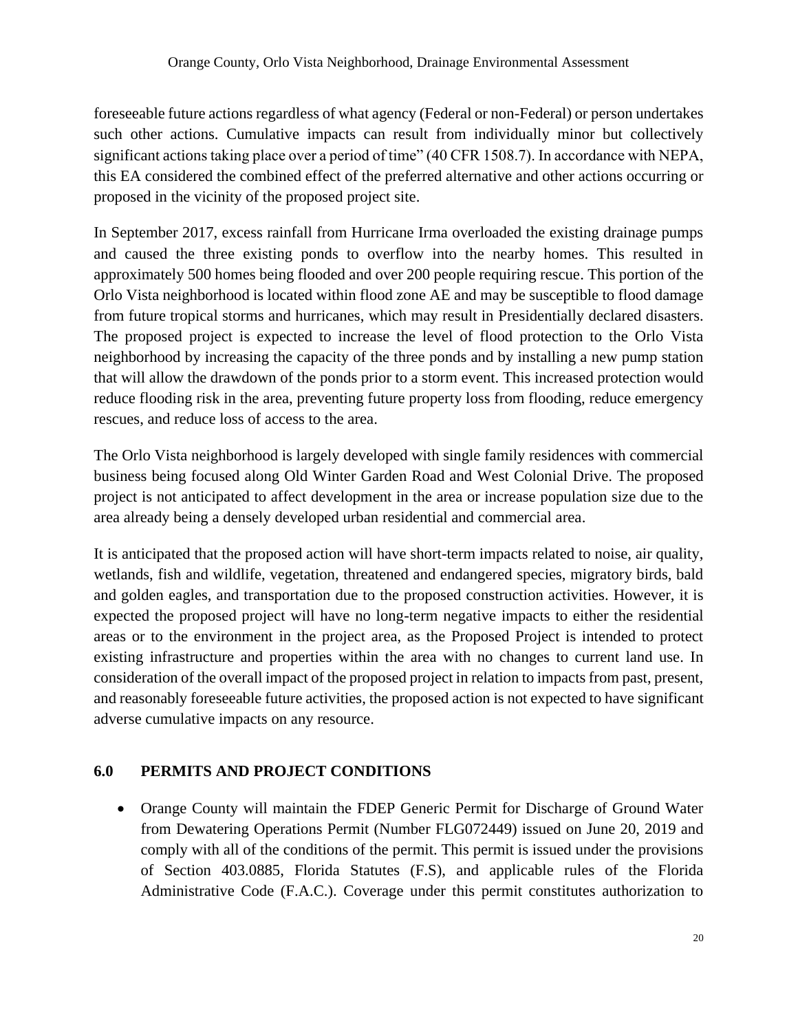foreseeable future actions regardless of what agency (Federal or non-Federal) or person undertakes such other actions. Cumulative impacts can result from individually minor but collectively significant actions taking place over a period of time" (40 CFR 1508.7). In accordance with NEPA, this EA considered the combined effect of the preferred alternative and other actions occurring or proposed in the vicinity of the proposed project site.

In September 2017, excess rainfall from Hurricane Irma overloaded the existing drainage pumps and caused the three existing ponds to overflow into the nearby homes. This resulted in approximately 500 homes being flooded and over 200 people requiring rescue. This portion of the Orlo Vista neighborhood is located within flood zone AE and may be susceptible to flood damage from future tropical storms and hurricanes, which may result in Presidentially declared disasters. The proposed project is expected to increase the level of flood protection to the Orlo Vista neighborhood by increasing the capacity of the three ponds and by installing a new pump station that will allow the drawdown of the ponds prior to a storm event. This increased protection would reduce flooding risk in the area, preventing future property loss from flooding, reduce emergency rescues, and reduce loss of access to the area.

The Orlo Vista neighborhood is largely developed with single family residences with commercial business being focused along Old Winter Garden Road and West Colonial Drive. The proposed project is not anticipated to affect development in the area or increase population size due to the area already being a densely developed urban residential and commercial area.

It is anticipated that the proposed action will have short-term impacts related to noise, air quality, wetlands, fish and wildlife, vegetation, threatened and endangered species, migratory birds, bald and golden eagles, and transportation due to the proposed construction activities. However, it is expected the proposed project will have no long-term negative impacts to either the residential areas or to the environment in the project area, as the Proposed Project is intended to protect existing infrastructure and properties within the area with no changes to current land use. In consideration of the overall impact of the proposed project in relation to impacts from past, present, and reasonably foreseeable future activities, the proposed action is not expected to have significant adverse cumulative impacts on any resource.

## 6.0 PERMITS AND PROJECT CONDITIONS

- Orange County will maintain the FDEP Generic Permit for Discharge of Ground Water from Dewatering Operations Permit (Number FLG072449) issued on June 20, 2019 and comply with all of the conditions of the permit. This permit is issued under the provisions of Section 403.0885, Florida Statutes (F.S), and applicable rules of the Florida Administrative Code (F.A.C.). Coverage under this permit constitutes authorization to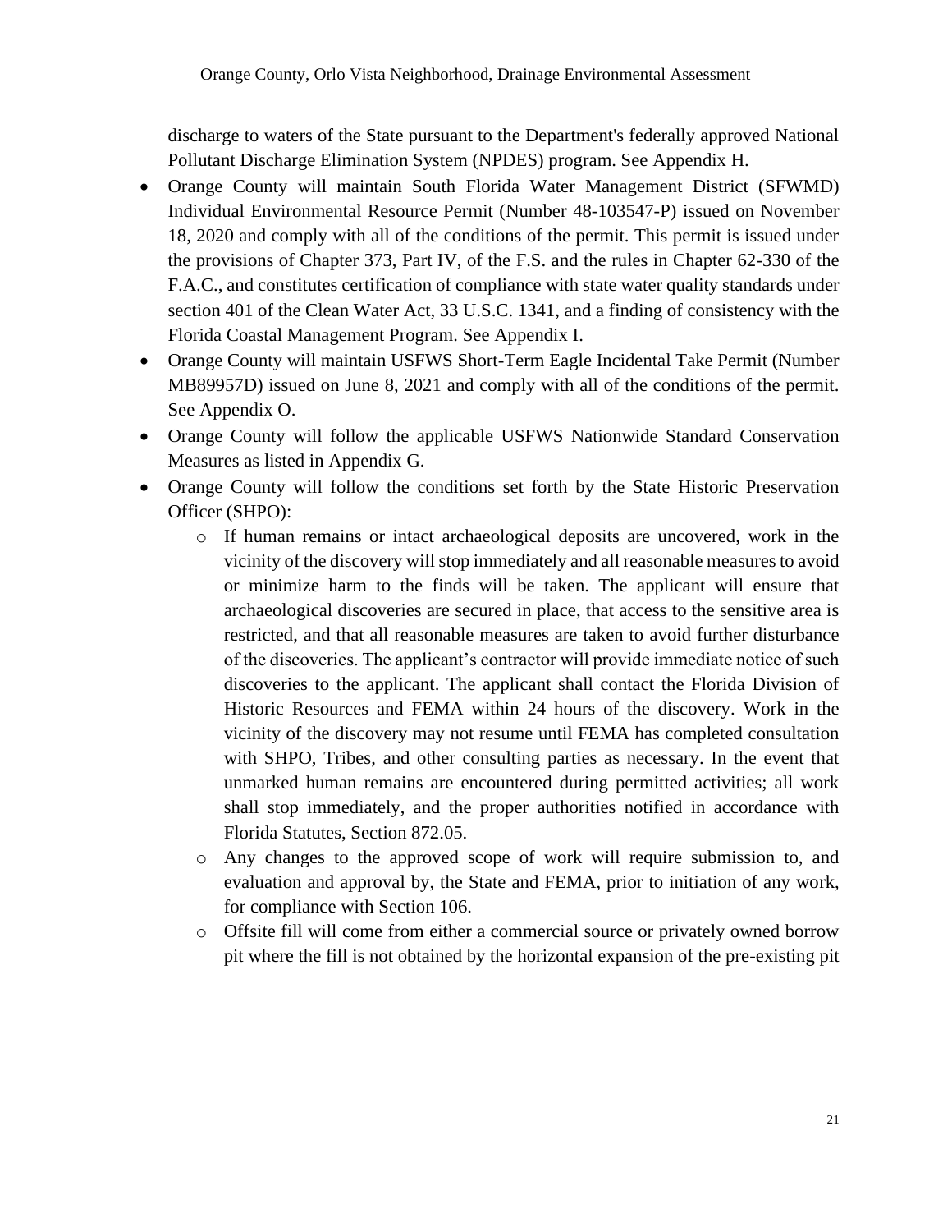discharge to waters of the State pursuant to the Department's federally approved National Pollutant Discharge Elimination System (NPDES) program. See Appendix H.

- Orange County will maintain South Florida Water Management District (SFWMD) Individual Environmental Resource Permit (Number 48-103547-P) issued on November 18, 2020 and comply with all of the conditions of the permit. This permit is issued under the provisions of Chapter 373, Part IV, of the F.S. and the rules in Chapter 62-330 of the F.A.C., and constitutes certification of compliance with state water quality standards under section 401 of the Clean Water Act, 33 U.S.C. 1341, and a finding of consistency with the Florida Coastal Management Program. See Appendix I.
- Orange County will maintain USFWS Short-Term Eagle Incidental Take Permit (Number MB89957D) issued on June 8, 2021 and comply with all of the conditions of the permit. See Appendix O.
- Orange County will follow the applicable USFWS Nationwide Standard Conservation Measures as listed in Appendix G.
- Orange County will follow the conditions set forth by the State Historic Preservation Officer (SHPO):
  - If human remains or intact archaeological deposits are uncovered, work in the vicinity of the discovery will stop immediately and all reasonable measures to avoid or minimize harm to the finds will be taken. The applicant will ensure that archaeological discoveries are secured in place, that access to the sensitive area is restricted, and that all reasonable measures are taken to avoid further disturbance of the discoveries. The applicant's contractor will provide immediate notice of such discoveries to the applicant. The applicant shall contact the Florida Division of Historic Resources and FEMA within 24 hours of the discovery. Work in the vicinity of the discovery may not resume until FEMA has completed consultation with SHPO, Tribes, and other consulting parties as necessary. In the event that unmarked human remains are encountered during permitted activities; all work shall stop immediately, and the proper authorities notified in accordance with Florida Statutes, Section 872.05.
  - Any changes to the approved scope of work will require submission to, and evaluation and approval by, the State and FEMA, prior to initiation of any work, for compliance with Section 106.
  - Offsite fill will come from either a commercial source or privately owned borrow pit where the fill is not obtained by the horizontal expansion of the pre-existing pit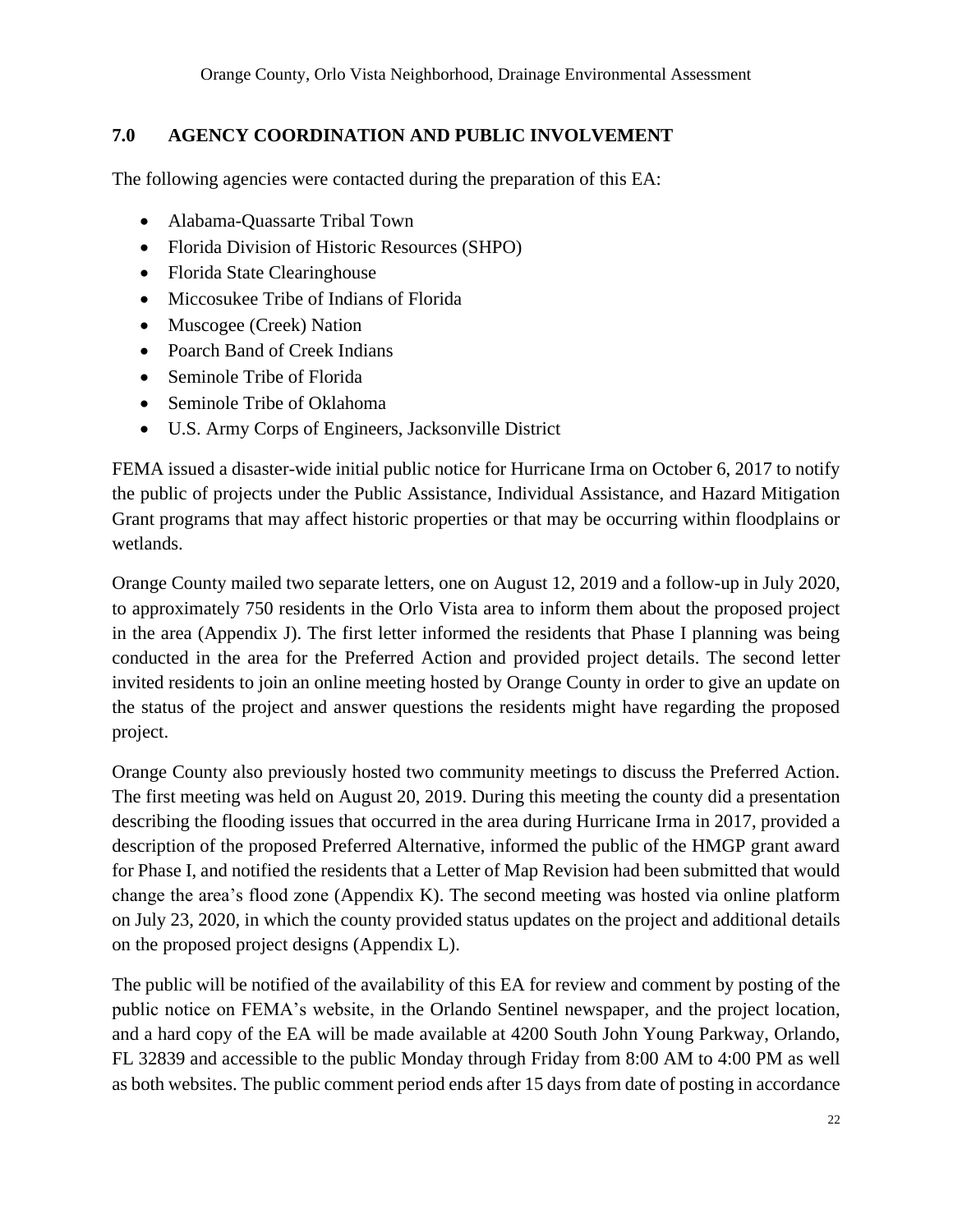## 7.0 AGENCY COORDINATION AND PUBLIC INVOLVEMENT

The following agencies were contacted during the preparation of this EA:

- Alabama-Quassarte Tribal Town
- Florida Division of Historic Resources (SHPO)
- Florida State Clearinghouse
- Miccosukee Tribe of Indians of Florida
- Muscogee (Creek) Nation
- Poarch Band of Creek Indians
- Seminole Tribe of Florida
- Seminole Tribe of Oklahoma
- U.S. Army Corps of Engineers, Jacksonville District

FEMA issued a disaster-wide initial public notice for Hurricane Irma on October 6, 2017 to notify the public of projects under the Public Assistance, Individual Assistance, and Hazard Mitigation Grant programs that may affect historic properties or that may be occurring within floodplains or wetlands.

Orange County mailed two separate letters, one on August 12, 2019 and a follow-up in July 2020, to approximately 750 residents in the Orlo Vista area to inform them about the proposed project in the area (Appendix J). The first letter informed the residents that Phase I planning was being conducted in the area for the Preferred Action and provided project details. The second letter invited residents to join an online meeting hosted by Orange County in order to give an update on the status of the project and answer questions the residents might have regarding the proposed project.

Orange County also previously hosted two community meetings to discuss the Preferred Action. The first meeting was held on August 20, 2019. During this meeting the county did a presentation describing the flooding issues that occurred in the area during Hurricane Irma in 2017, provided a description of the proposed Preferred Alternative, informed the public of the HMGP grant award for Phase I, and notified the residents that a Letter of Map Revision had been submitted that would change the area's flood zone (Appendix K). The second meeting was hosted via online platform on July 23, 2020, in which the county provided status updates on the project and additional details on the proposed project designs (Appendix L).

The public will be notified of the availability of this EA for review and comment by posting of the public notice on FEMA's website, in the Orlando Sentinel newspaper, and the project location, and a hard copy of the EA will be made available at 4200 South John Young Parkway, Orlando, FL 32839 and accessible to the public Monday through Friday from 8:00 AM to 4:00 PM as well as both websites. The public comment period ends after 15 days from date of posting in accordance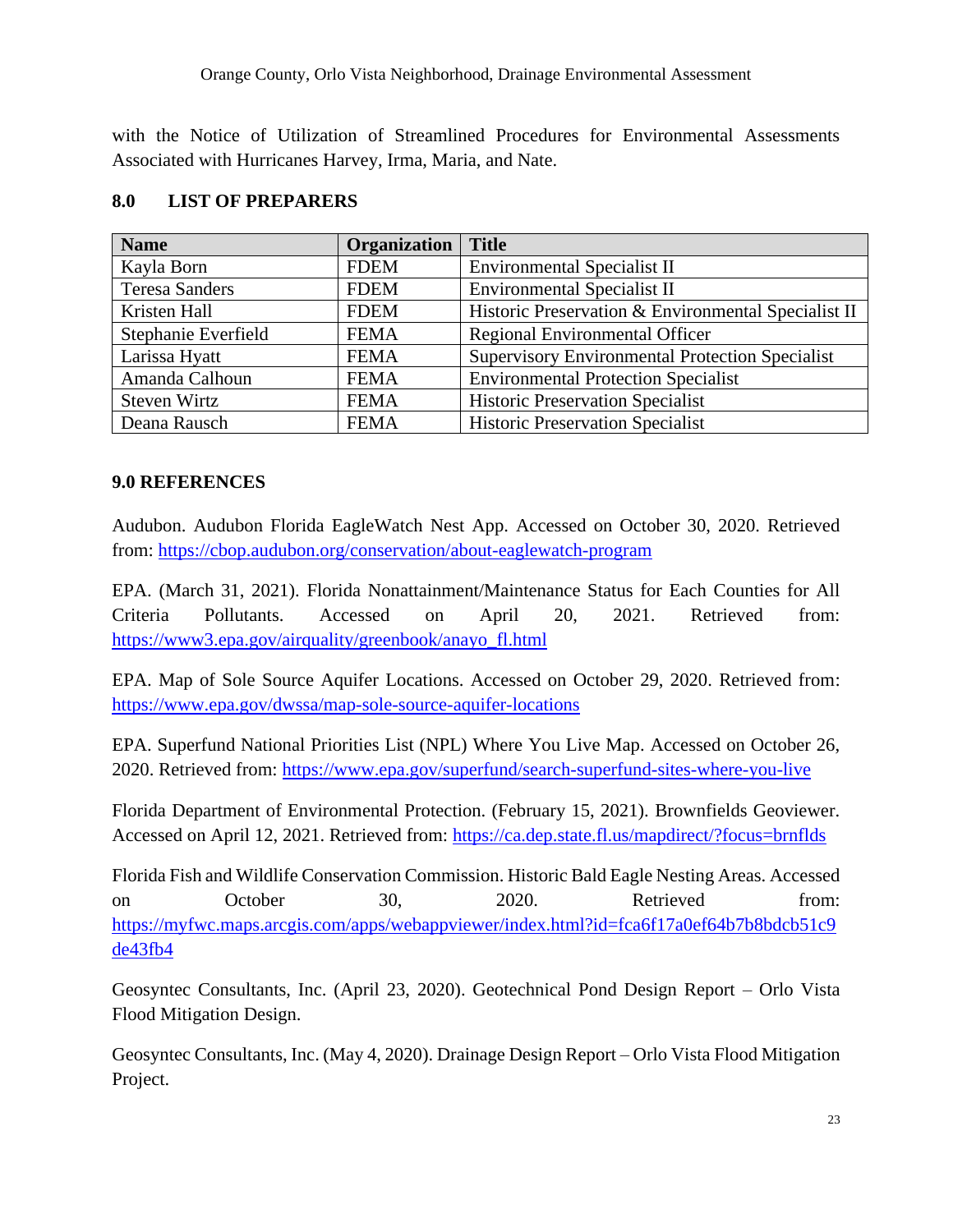with the Notice of Utilization of Streamlined Procedures for Environmental Assessments Associated with Hurricanes Harvey, Irma, Maria, and Nate.

## 8.0 LIST OF PREPARERS

| Name | Organization | Title |
|---|---|---|
| Kayla Born | FDEM | Environmental Specialist II |
| Teresa Sanders | FDEM | Environmental Specialist II |
| Kristen Hall | FDEM | Historic Preservation & Environmental Specialist II |
| Stephanie Everfield | FEMA | Regional Environmental Officer |
| Larissa Hyatt | FEMA | Supervisory Environmental Protection Specialist |
| Amanda Calhoun | FEMA | Environmental Protection Specialist |
| Steven Wirtz | FEMA | Historic Preservation Specialist |
| Deana Rausch | FEMA | Historic Preservation Specialist |

## 9.0 REFERENCES

Audubon. Audubon Florida EagleWatch Nest App. Accessed on October 30, 2020. Retrieved from: https://cbop.audubon.org/conservation/about-eaglewatch-program

EPA. (March 31, 2021). Florida Nonattainment/Maintenance Status for Each Counties for All Criteria Pollutants. Accessed on April 20, 2021. Retrieved from: https://www3.epa.gov/airquality/greenbook/anayo_fl.html

EPA. Map of Sole Source Aquifer Locations. Accessed on October 29, 2020. Retrieved from: https://www.epa.gov/dwssa/map-sole-source-aquifer-locations

EPA. Superfund National Priorities List (NPL) Where You Live Map. Accessed on October 26, 2020. Retrieved from: https://www.epa.gov/superfund/search-superfund-sites-where-you-live

Florida Department of Environmental Protection. (February 15, 2021). Brownfields Geoviewer. Accessed on April 12, 2021. Retrieved from: https://ca.dep.state.fl.us/mapdirect/?focus=brnflds

Florida Fish and Wildlife Conservation Commission. Historic Bald Eagle Nesting Areas. Accessed on October 30, 2020. Retrieved from: https://myfwc.maps.arcgis.com/apps/webappviewer/index.html?id=fca6f17a0ef64b7b8bdcb51c9de43fb4

Geosyntec Consultants, Inc. (April 23, 2020). Geotechnical Pond Design Report – Orlo Vista Flood Mitigation Design.

Geosyntec Consultants, Inc. (May 4, 2020). Drainage Design Report – Orlo Vista Flood Mitigation Project.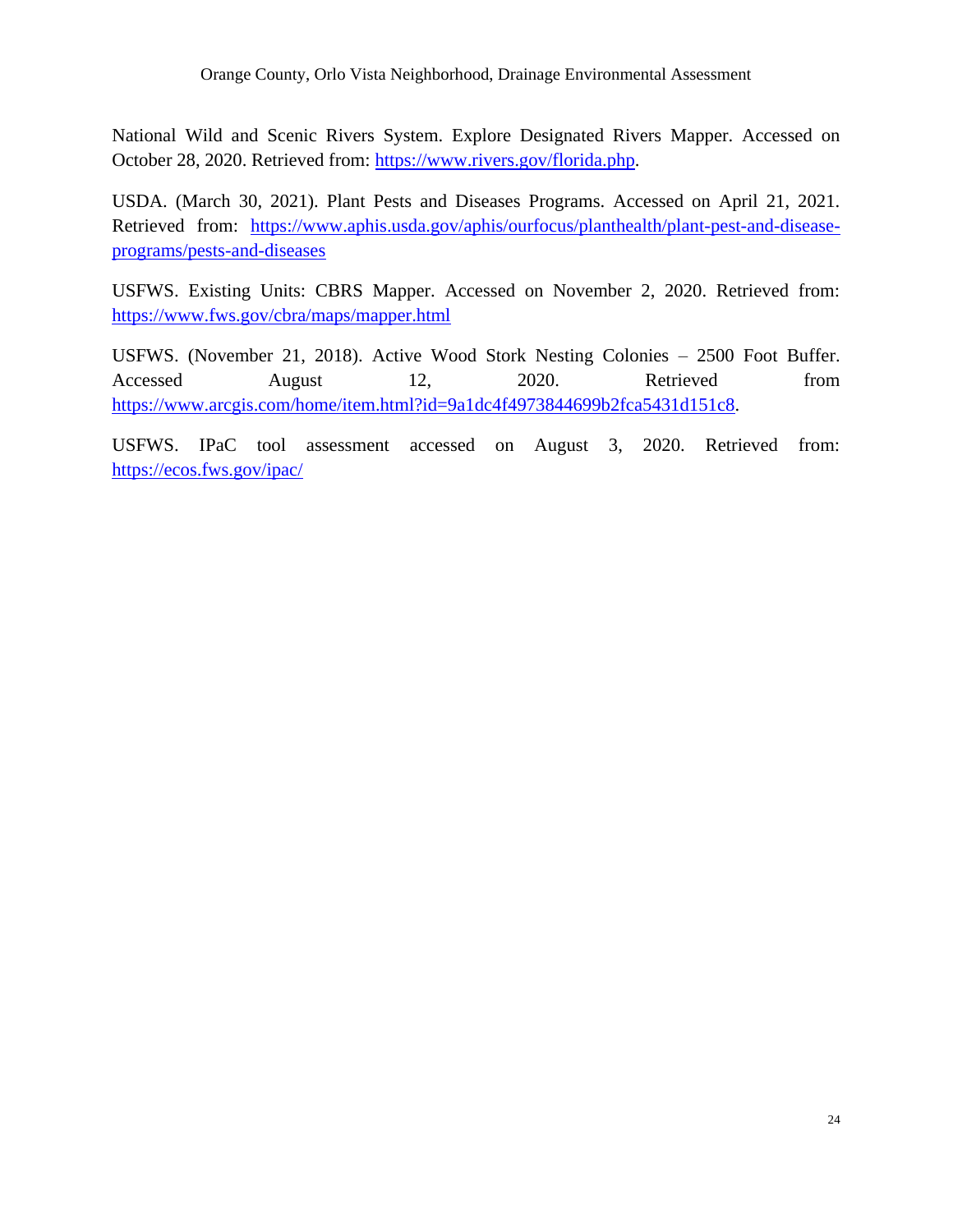National Wild and Scenic Rivers System. Explore Designated Rivers Mapper. Accessed on October 28, 2020. Retrieved from: https://www.rivers.gov/florida.php.

USDA. (March 30, 2021). Plant Pests and Diseases Programs. Accessed on April 21, 2021. Retrieved from: https://www.aphis.usda.gov/aphis/ourfocus/planthealth/plant-pest-and-disease-programs/pests-and-diseases

USFWS. Existing Units: CBRS Mapper. Accessed on November 2, 2020. Retrieved from: https://www.fws.gov/cbra/maps/mapper.html

USFWS. (November 21, 2018). Active Wood Stork Nesting Colonies – 2500 Foot Buffer. Accessed August 12, 2020. Retrieved from https://www.arcgis.com/home/item.html?id=9a1dc4f4973844699b2fca5431d151c8.

USFWS. IPaC tool assessment accessed on August 3, 2020. Retrieved from: https://ecos.fws.gov/ipac/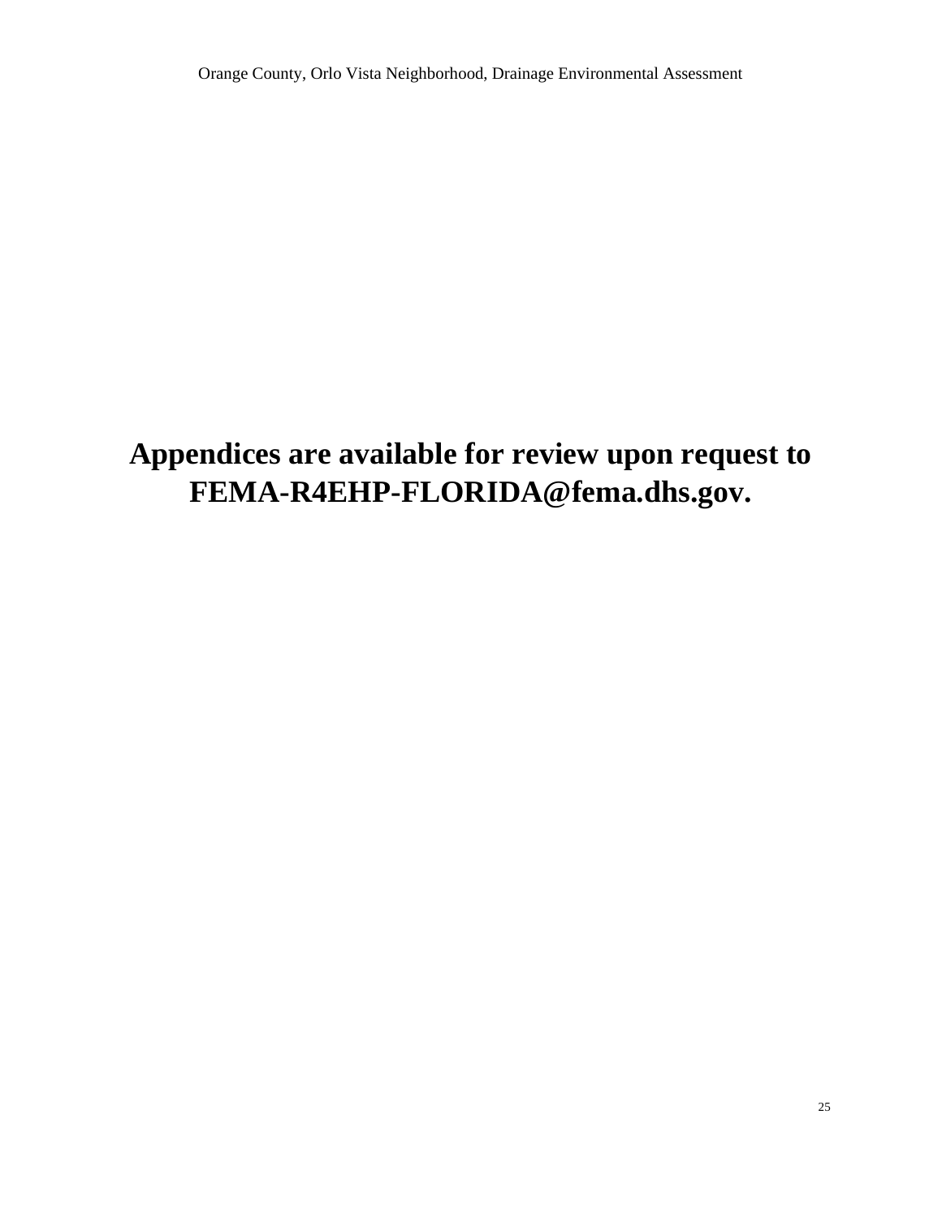**Appendices are available for review upon request to FEMA-R4EHP-FLORIDA@fema.dhs.gov.**